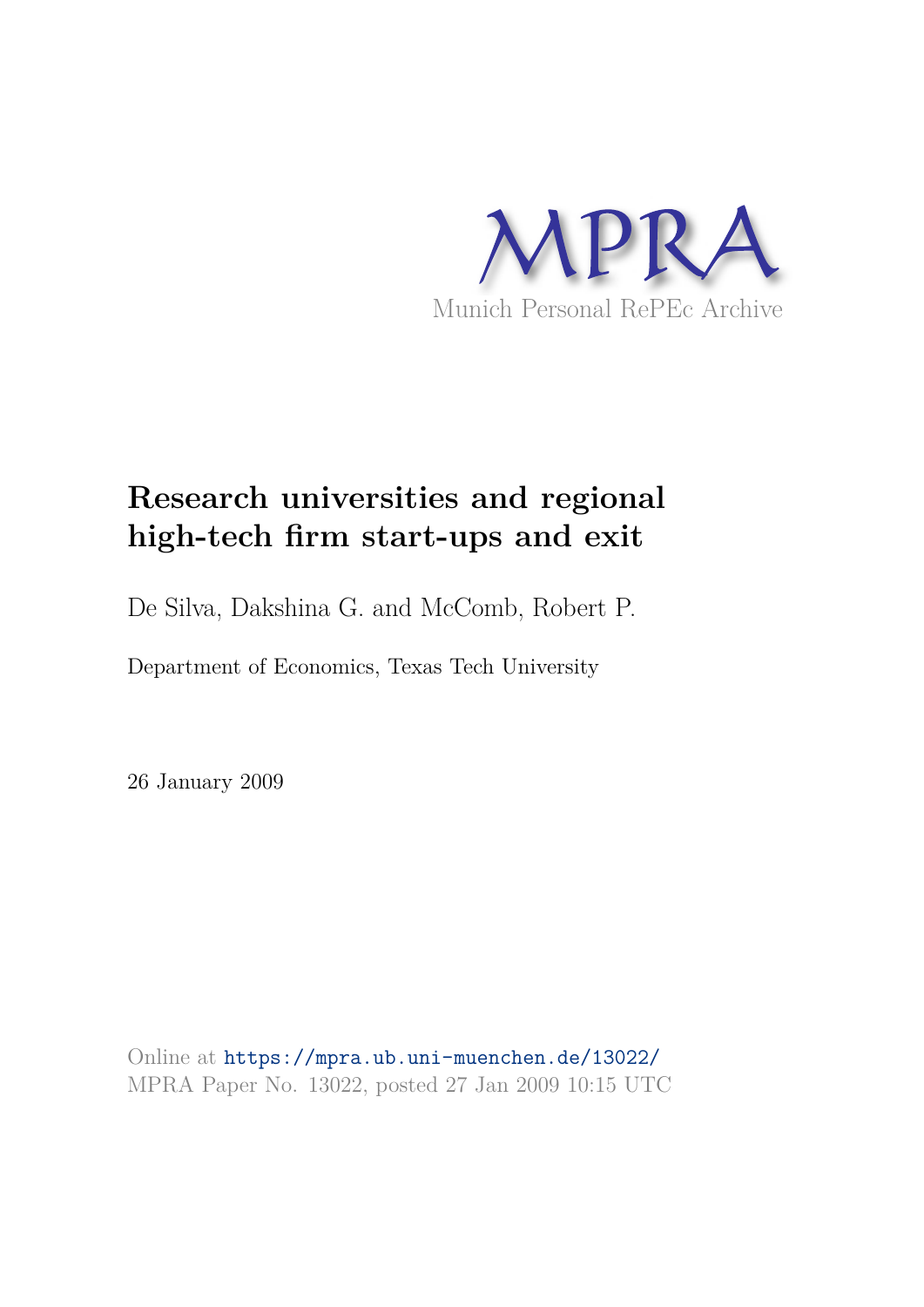Munich Personal RePEc Archive

# Research universities and regional high-tech firm start-ups and exit

De Silva, Dakshina G. and McComb, Robert P.

Department of Economics, Texas Tech University

26 January 2009

Online at https://mpra.ub.uni-muenchen.de/13022/
MPRA Paper No. 13022, posted 27 Jan 2009 10:15 UTC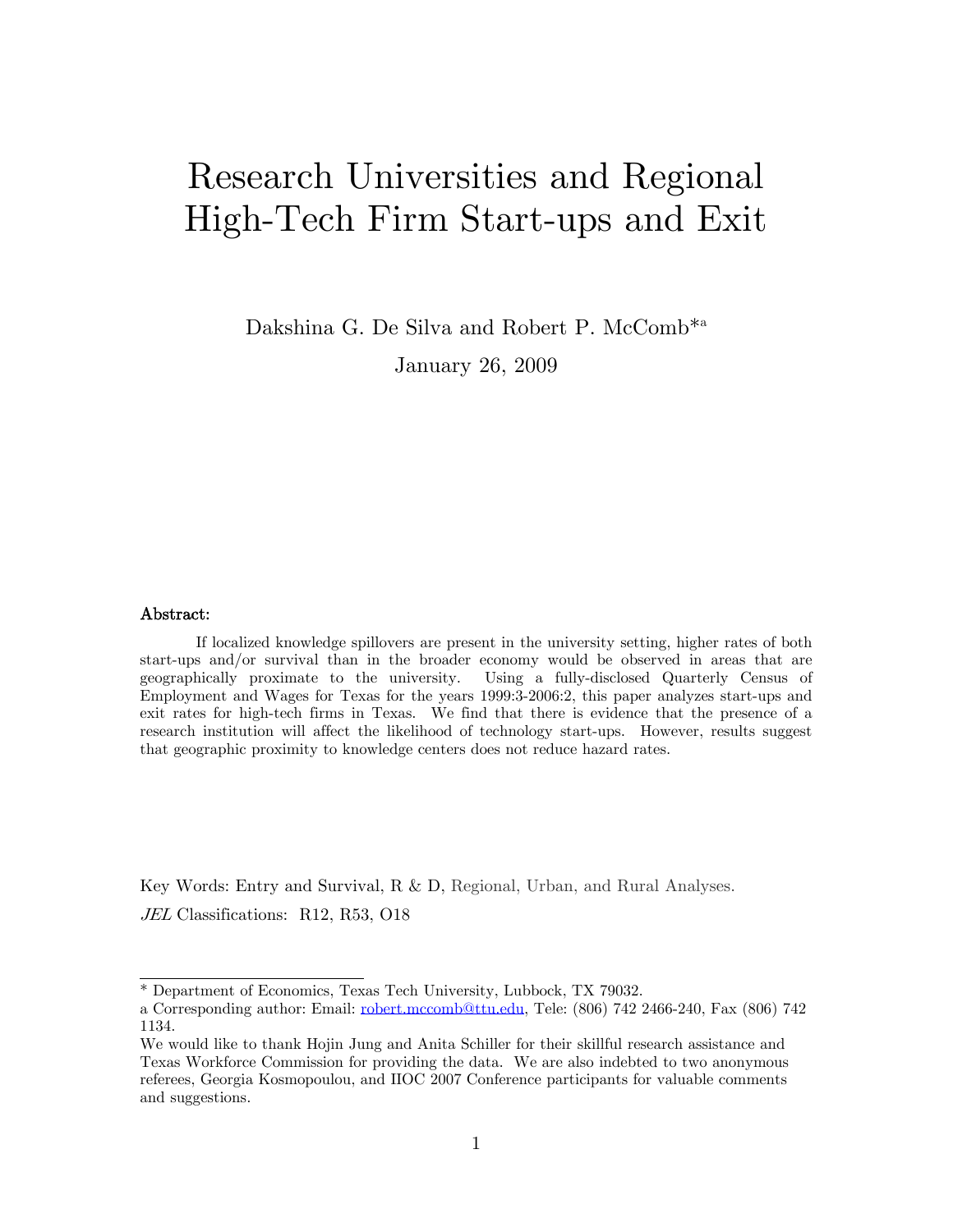# Research Universities and Regional High-Tech Firm Start-ups and Exit

Dakshina G. De Silva and Robert P. McComb*[a]

January 26, 2009

**Abstract:**

If localized knowledge spillovers are present in the university setting, higher rates of both start-ups and/or survival than in the broader economy would be observed in areas that are geographically proximate to the university. Using a fully-disclosed Quarterly Census of Employment and Wages for Texas for the years 1999:3-2006:2, this paper analyzes start-ups and exit rates for high-tech firms in Texas. We find that there is evidence that the presence of a research institution will affect the likelihood of technology start-ups. However, results suggest that geographic proximity to knowledge centers does not reduce hazard rates.

Key Words: Entry and Survival, R & D, Regional, Urban, and Rural Analyses.

*JEL* Classifications: R12, R53, O18

---

\* Department of Economics, Texas Tech University, Lubbock, TX 79032.

a Corresponding author: Email: robert.mccomb@ttu.edu, Tele: (806) 742 2466-240, Fax (806) 742 1134.

We would like to thank Hojin Jung and Anita Schiller for their skillful research assistance and Texas Workforce Commission for providing the data. We are also indebted to two anonymous referees, Georgia Kosmopoulou, and IIOC 2007 Conference participants for valuable comments and suggestions.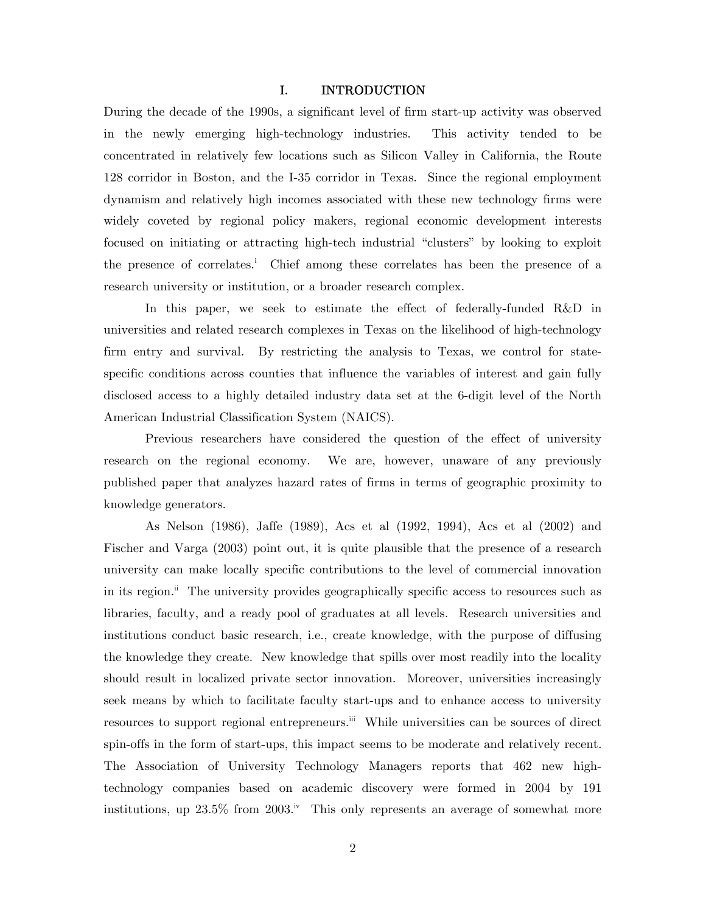# I. INTRODUCTION

During the decade of the 1990s, a significant level of firm start-up activity was observed in the newly emerging high-technology industries. This activity tended to be concentrated in relatively few locations such as Silicon Valley in California, the Route 128 corridor in Boston, and the I-35 corridor in Texas. Since the regional employment dynamism and relatively high incomes associated with these new technology firms were widely coveted by regional policy makers, regional economic development interests focused on initiating or attracting high-tech industrial "clusters" by looking to exploit the presence of correlates.[i] Chief among these correlates has been the presence of a research university or institution, or a broader research complex.

In this paper, we seek to estimate the effect of federally-funded R&D in universities and related research complexes in Texas on the likelihood of high-technology firm entry and survival. By restricting the analysis to Texas, we control for state-specific conditions across counties that influence the variables of interest and gain fully disclosed access to a highly detailed industry data set at the 6-digit level of the North American Industrial Classification System (NAICS).

Previous researchers have considered the question of the effect of university research on the regional economy. We are, however, unaware of any previously published paper that analyzes hazard rates of firms in terms of geographic proximity to knowledge generators.

As Nelson (1986), Jaffe (1989), Acs et al (1992, 1994), Acs et al (2002) and Fischer and Varga (2003) point out, it is quite plausible that the presence of a research university can make locally specific contributions to the level of commercial innovation in its region.[ii] The university provides geographically specific access to resources such as libraries, faculty, and a ready pool of graduates at all levels. Research universities and institutions conduct basic research, i.e., create knowledge, with the purpose of diffusing the knowledge they create. New knowledge that spills over most readily into the locality should result in localized private sector innovation. Moreover, universities increasingly seek means by which to facilitate faculty start-ups and to enhance access to university resources to support regional entrepreneurs.[iii] While universities can be sources of direct spin-offs in the form of start-ups, this impact seems to be moderate and relatively recent. The Association of University Technology Managers reports that 462 new high-technology companies based on academic discovery were formed in 2004 by 191 institutions, up 23.5% from 2003.[iv] This only represents an average of somewhat more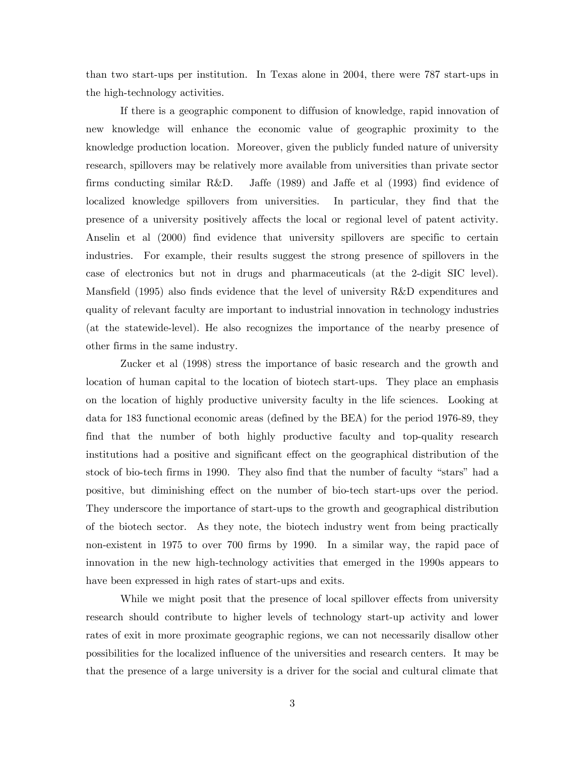than two start-ups per institution. In Texas alone in 2004, there were 787 start-ups in the high-technology activities.

If there is a geographic component to diffusion of knowledge, rapid innovation of new knowledge will enhance the economic value of geographic proximity to the knowledge production location. Moreover, given the publicly funded nature of university research, spillovers may be relatively more available from universities than private sector firms conducting similar R&D. Jaffe (1989) and Jaffe et al (1993) find evidence of localized knowledge spillovers from universities. In particular, they find that the presence of a university positively affects the local or regional level of patent activity. Anselin et al (2000) find evidence that university spillovers are specific to certain industries. For example, their results suggest the strong presence of spillovers in the case of electronics but not in drugs and pharmaceuticals (at the 2-digit SIC level). Mansfield (1995) also finds evidence that the level of university R&D expenditures and quality of relevant faculty are important to industrial innovation in technology industries (at the statewide-level). He also recognizes the importance of the nearby presence of other firms in the same industry.

Zucker et al (1998) stress the importance of basic research and the growth and location of human capital to the location of biotech start-ups. They place an emphasis on the location of highly productive university faculty in the life sciences. Looking at data for 183 functional economic areas (defined by the BEA) for the period 1976-89, they find that the number of both highly productive faculty and top-quality research institutions had a positive and significant effect on the geographical distribution of the stock of bio-tech firms in 1990. They also find that the number of faculty "stars" had a positive, but diminishing effect on the number of bio-tech start-ups over the period. They underscore the importance of start-ups to the growth and geographical distribution of the biotech sector. As they note, the biotech industry went from being practically non-existent in 1975 to over 700 firms by 1990. In a similar way, the rapid pace of innovation in the new high-technology activities that emerged in the 1990s appears to have been expressed in high rates of start-ups and exits.

While we might posit that the presence of local spillover effects from university research should contribute to higher levels of technology start-up activity and lower rates of exit in more proximate geographic regions, we can not necessarily disallow other possibilities for the localized influence of the universities and research centers. It may be that the presence of a large university is a driver for the social and cultural climate that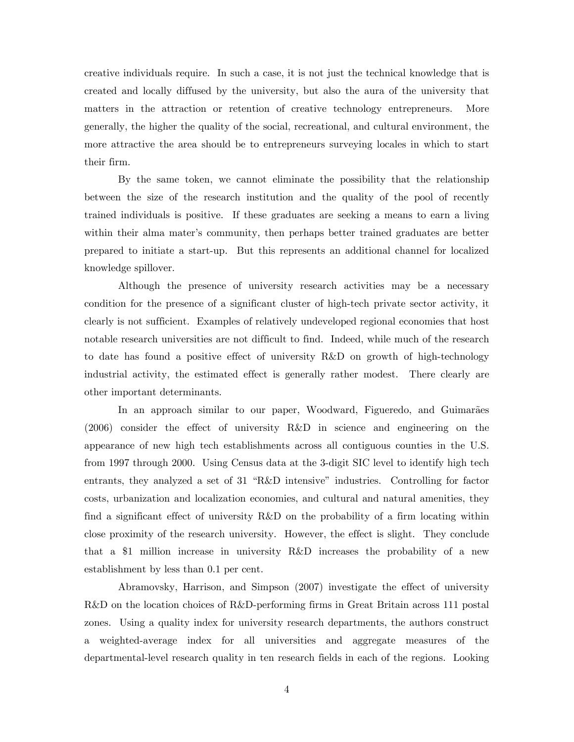creative individuals require. In such a case, it is not just the technical knowledge that is created and locally diffused by the university, but also the aura of the university that matters in the attraction or retention of creative technology entrepreneurs. More generally, the higher the quality of the social, recreational, and cultural environment, the more attractive the area should be to entrepreneurs surveying locales in which to start their firm.

By the same token, we cannot eliminate the possibility that the relationship between the size of the research institution and the quality of the pool of recently trained individuals is positive. If these graduates are seeking a means to earn a living within their alma mater's community, then perhaps better trained graduates are better prepared to initiate a start-up. But this represents an additional channel for localized knowledge spillover.

Although the presence of university research activities may be a necessary condition for the presence of a significant cluster of high-tech private sector activity, it clearly is not sufficient. Examples of relatively undeveloped regional economies that host notable research universities are not difficult to find. Indeed, while much of the research to date has found a positive effect of university R&D on growth of high-technology industrial activity, the estimated effect is generally rather modest. There clearly are other important determinants.

In an approach similar to our paper, Woodward, Figueredo, and Guimarães (2006) consider the effect of university R&D in science and engineering on the appearance of new high tech establishments across all contiguous counties in the U.S. from 1997 through 2000. Using Census data at the 3-digit SIC level to identify high tech entrants, they analyzed a set of 31 "R&D intensive" industries. Controlling for factor costs, urbanization and localization economies, and cultural and natural amenities, they find a significant effect of university R&D on the probability of a firm locating within close proximity of the research university. However, the effect is slight. They conclude that a \$1 million increase in university R&D increases the probability of a new establishment by less than 0.1 per cent.

Abramovsky, Harrison, and Simpson (2007) investigate the effect of university R&D on the location choices of R&D-performing firms in Great Britain across 111 postal zones. Using a quality index for university research departments, the authors construct a weighted-average index for all universities and aggregate measures of the departmental-level research quality in ten research fields in each of the regions. Looking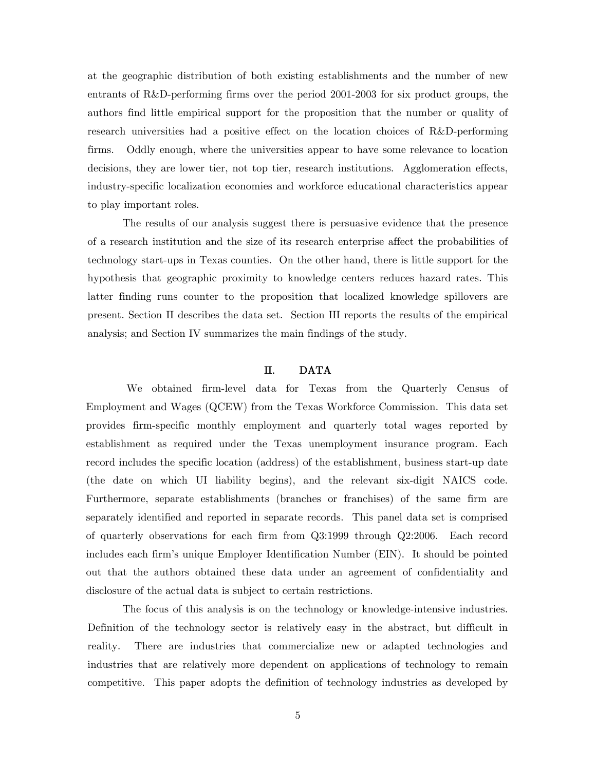at the geographic distribution of both existing establishments and the number of new entrants of R&D-performing firms over the period 2001-2003 for six product groups, the authors find little empirical support for the proposition that the number or quality of research universities had a positive effect on the location choices of R&D-performing firms. Oddly enough, where the universities appear to have some relevance to location decisions, they are lower tier, not top tier, research institutions. Agglomeration effects, industry-specific localization economies and workforce educational characteristics appear to play important roles.

The results of our analysis suggest there is persuasive evidence that the presence of a research institution and the size of its research enterprise affect the probabilities of technology start-ups in Texas counties. On the other hand, there is little support for the hypothesis that geographic proximity to knowledge centers reduces hazard rates. This latter finding runs counter to the proposition that localized knowledge spillovers are present. Section II describes the data set. Section III reports the results of the empirical analysis; and Section IV summarizes the main findings of the study.

## II. DATA

We obtained firm-level data for Texas from the Quarterly Census of Employment and Wages (QCEW) from the Texas Workforce Commission. This data set provides firm-specific monthly employment and quarterly total wages reported by establishment as required under the Texas unemployment insurance program. Each record includes the specific location (address) of the establishment, business start-up date (the date on which UI liability begins), and the relevant six-digit NAICS code. Furthermore, separate establishments (branches or franchises) of the same firm are separately identified and reported in separate records. This panel data set is comprised of quarterly observations for each firm from Q3:1999 through Q2:2006. Each record includes each firm's unique Employer Identification Number (EIN). It should be pointed out that the authors obtained these data under an agreement of confidentiality and disclosure of the actual data is subject to certain restrictions.

The focus of this analysis is on the technology or knowledge-intensive industries. Definition of the technology sector is relatively easy in the abstract, but difficult in reality. There are industries that commercialize new or adapted technologies and industries that are relatively more dependent on applications of technology to remain competitive. This paper adopts the definition of technology industries as developed by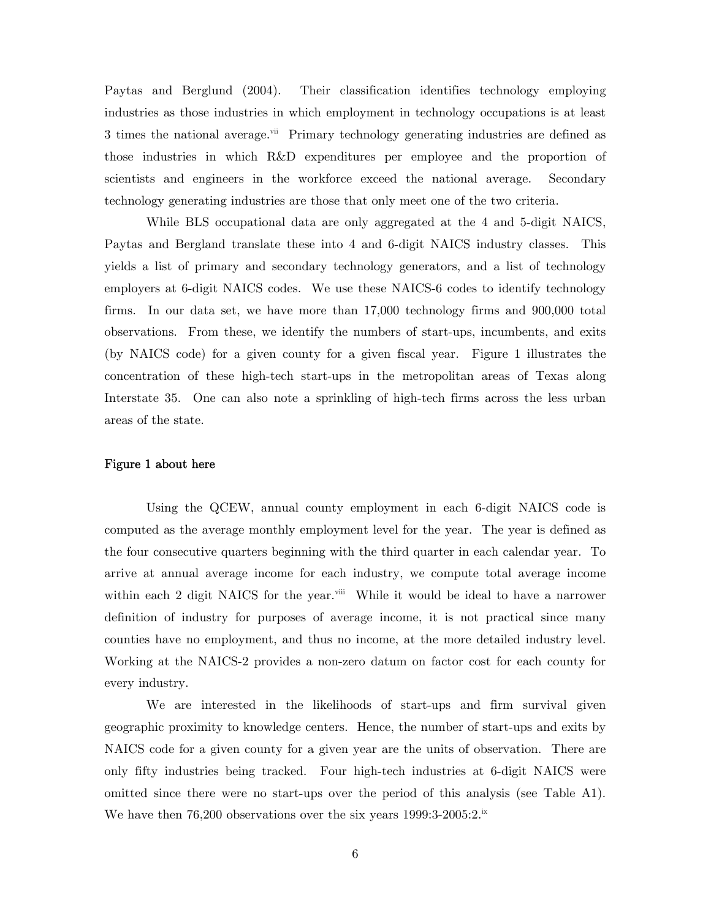Paytas and Berglund (2004). Their classification identifies technology employing industries as those industries in which employment in technology occupations is at least 3 times the national average.[vii] Primary technology generating industries are defined as those industries in which R&D expenditures per employee and the proportion of scientists and engineers in the workforce exceed the national average. Secondary technology generating industries are those that only meet one of the two criteria.

While BLS occupational data are only aggregated at the 4 and 5-digit NAICS, Paytas and Bergland translate these into 4 and 6-digit NAICS industry classes. This yields a list of primary and secondary technology generators, and a list of technology employers at 6-digit NAICS codes. We use these NAICS-6 codes to identify technology firms. In our data set, we have more than 17,000 technology firms and 900,000 total observations. From these, we identify the numbers of start-ups, incumbents, and exits (by NAICS code) for a given county for a given fiscal year. Figure 1 illustrates the concentration of these high-tech start-ups in the metropolitan areas of Texas along Interstate 35. One can also note a sprinkling of high-tech firms across the less urban areas of the state.

**Figure 1 about here**

Using the QCEW, annual county employment in each 6-digit NAICS code is computed as the average monthly employment level for the year. The year is defined as the four consecutive quarters beginning with the third quarter in each calendar year. To arrive at annual average income for each industry, we compute total average income within each 2 digit NAICS for the year.[viii] While it would be ideal to have a narrower definition of industry for purposes of average income, it is not practical since many counties have no employment, and thus no income, at the more detailed industry level. Working at the NAICS-2 provides a non-zero datum on factor cost for each county for every industry.

We are interested in the likelihoods of start-ups and firm survival given geographic proximity to knowledge centers. Hence, the number of start-ups and exits by NAICS code for a given county for a given year are the units of observation. There are only fifty industries being tracked. Four high-tech industries at 6-digit NAICS were omitted since there were no start-ups over the period of this analysis (see Table A1). We have then 76,200 observations over the six years 1999:3-2005:2.[ix]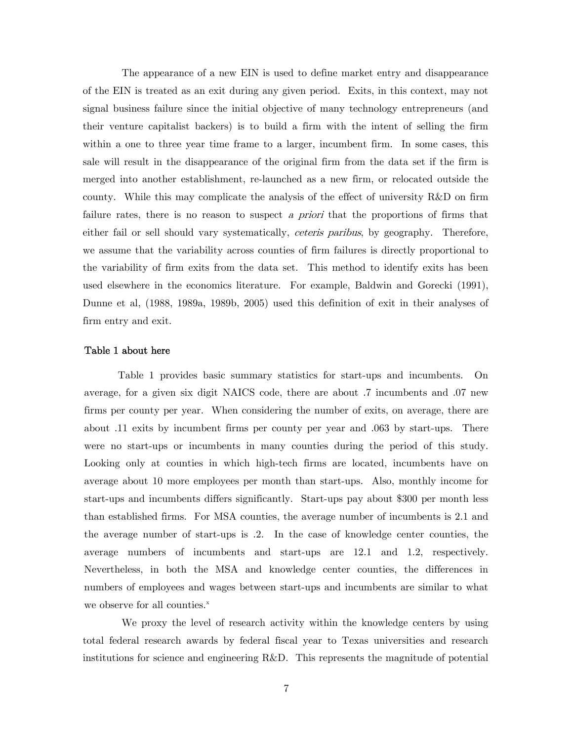The appearance of a new EIN is used to define market entry and disappearance of the EIN is treated as an exit during any given period. Exits, in this context, may not signal business failure since the initial objective of many technology entrepreneurs (and their venture capitalist backers) is to build a firm with the intent of selling the firm within a one to three year time frame to a larger, incumbent firm. In some cases, this sale will result in the disappearance of the original firm from the data set if the firm is merged into another establishment, re-launched as a new firm, or relocated outside the county. While this may complicate the analysis of the effect of university R&D on firm failure rates, there is no reason to suspect *a priori* that the proportions of firms that either fail or sell should vary systematically, *ceteris paribus*, by geography. Therefore, we assume that the variability across counties of firm failures is directly proportional to the variability of firm exits from the data set. This method to identify exits has been used elsewhere in the economics literature. For example, Baldwin and Gorecki (1991), Dunne et al, (1988, 1989a, 1989b, 2005) used this definition of exit in their analyses of firm entry and exit.

**Table 1 about here**

Table 1 provides basic summary statistics for start-ups and incumbents. On average, for a given six digit NAICS code, there are about .7 incumbents and .07 new firms per county per year. When considering the number of exits, on average, there are about .11 exits by incumbent firms per county per year and .063 by start-ups. There were no start-ups or incumbents in many counties during the period of this study. Looking only at counties in which high-tech firms are located, incumbents have on average about 10 more employees per month than start-ups. Also, monthly income for start-ups and incumbents differs significantly. Start-ups pay about $300 per month less than established firms. For MSA counties, the average number of incumbents is 2.1 and the average number of start-ups is .2. In the case of knowledge center counties, the average numbers of incumbents and start-ups are 12.1 and 1.2, respectively. Nevertheless, in both the MSA and knowledge center counties, the differences in numbers of employees and wages between start-ups and incumbents are similar to what we observe for all counties.[x]

We proxy the level of research activity within the knowledge centers by using total federal research awards by federal fiscal year to Texas universities and research institutions for science and engineering R&D. This represents the magnitude of potential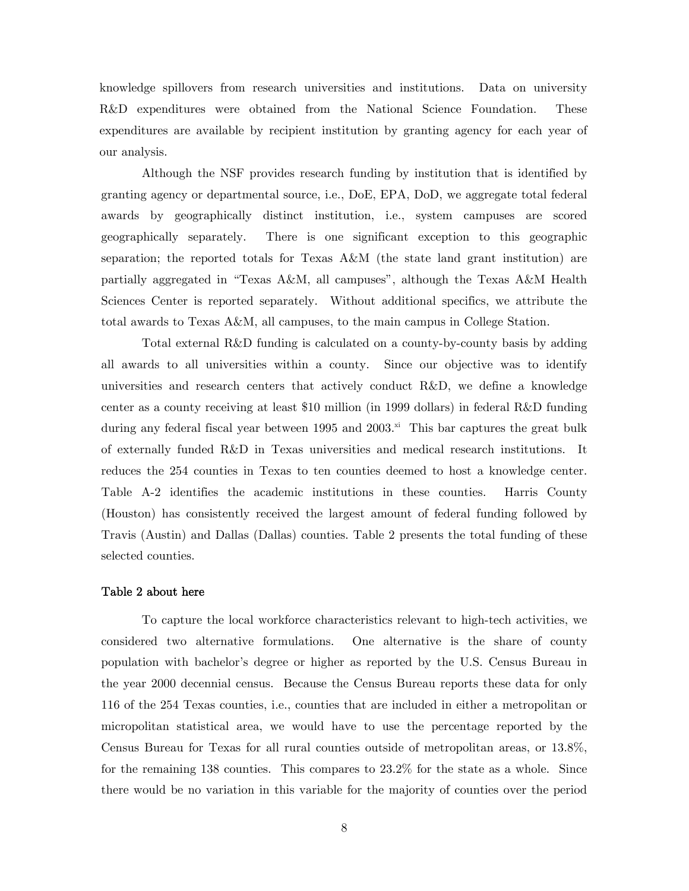knowledge spillovers from research universities and institutions. Data on university R&D expenditures were obtained from the National Science Foundation. These expenditures are available by recipient institution by granting agency for each year of our analysis.

Although the NSF provides research funding by institution that is identified by granting agency or departmental source, i.e., DoE, EPA, DoD, we aggregate total federal awards by geographically distinct institution, i.e., system campuses are scored geographically separately. There is one significant exception to this geographic separation; the reported totals for Texas A&M (the state land grant institution) are partially aggregated in "Texas A&M, all campuses", although the Texas A&M Health Sciences Center is reported separately. Without additional specifics, we attribute the total awards to Texas A&M, all campuses, to the main campus in College Station.

Total external R&D funding is calculated on a county-by-county basis by adding all awards to all universities within a county. Since our objective was to identify universities and research centers that actively conduct R&D, we define a knowledge center as a county receiving at least $10 million (in 1999 dollars) in federal R&D funding during any federal fiscal year between 1995 and 2003.[xi] This bar captures the great bulk of externally funded R&D in Texas universities and medical research institutions. It reduces the 254 counties in Texas to ten counties deemed to host a knowledge center. Table A-2 identifies the academic institutions in these counties. Harris County (Houston) has consistently received the largest amount of federal funding followed by Travis (Austin) and Dallas (Dallas) counties. Table 2 presents the total funding of these selected counties.

Table 2 about here

To capture the local workforce characteristics relevant to high-tech activities, we considered two alternative formulations. One alternative is the share of county population with bachelor's degree or higher as reported by the U.S. Census Bureau in the year 2000 decennial census. Because the Census Bureau reports these data for only 116 of the 254 Texas counties, i.e., counties that are included in either a metropolitan or micropolitan statistical area, we would have to use the percentage reported by the Census Bureau for Texas for all rural counties outside of metropolitan areas, or 13.8%, for the remaining 138 counties. This compares to 23.2% for the state as a whole. Since there would be no variation in this variable for the majority of counties over the period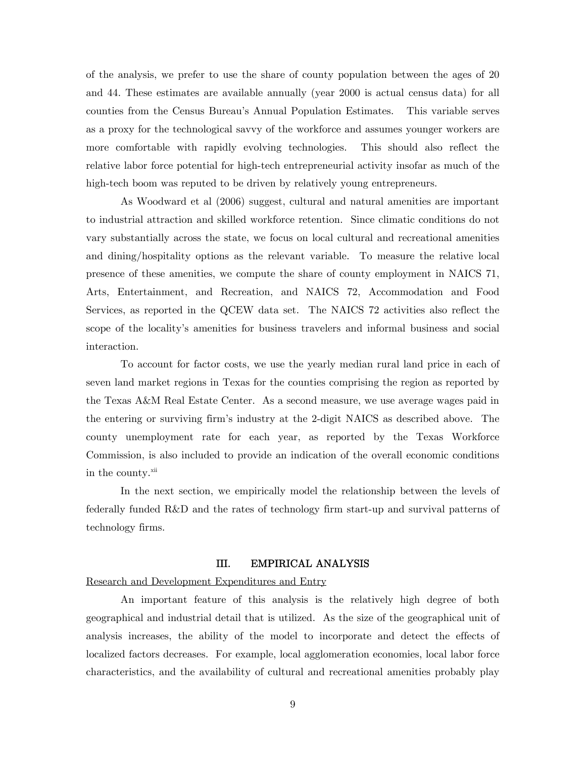of the analysis, we prefer to use the share of county population between the ages of 20 and 44. These estimates are available annually (year 2000 is actual census data) for all counties from the Census Bureau's Annual Population Estimates. This variable serves as a proxy for the technological savvy of the workforce and assumes younger workers are more comfortable with rapidly evolving technologies. This should also reflect the relative labor force potential for high-tech entrepreneurial activity insofar as much of the high-tech boom was reputed to be driven by relatively young entrepreneurs.

As Woodward et al (2006) suggest, cultural and natural amenities are important to industrial attraction and skilled workforce retention. Since climatic conditions do not vary substantially across the state, we focus on local cultural and recreational amenities and dining/hospitality options as the relevant variable. To measure the relative local presence of these amenities, we compute the share of county employment in NAICS 71, Arts, Entertainment, and Recreation, and NAICS 72, Accommodation and Food Services, as reported in the QCEW data set. The NAICS 72 activities also reflect the scope of the locality's amenities for business travelers and informal business and social interaction.

To account for factor costs, we use the yearly median rural land price in each of seven land market regions in Texas for the counties comprising the region as reported by the Texas A&M Real Estate Center. As a second measure, we use average wages paid in the entering or surviving firm's industry at the 2-digit NAICS as described above. The county unemployment rate for each year, as reported by the Texas Workforce Commission, is also included to provide an indication of the overall economic conditions in the county.[xii]

In the next section, we empirically model the relationship between the levels of federally funded R&D and the rates of technology firm start-up and survival patterns of technology firms.

## III. EMPIRICAL ANALYSIS

Research and Development Expenditures and Entry

An important feature of this analysis is the relatively high degree of both geographical and industrial detail that is utilized. As the size of the geographical unit of analysis increases, the ability of the model to incorporate and detect the effects of localized factors decreases. For example, local agglomeration economies, local labor force characteristics, and the availability of cultural and recreational amenities probably play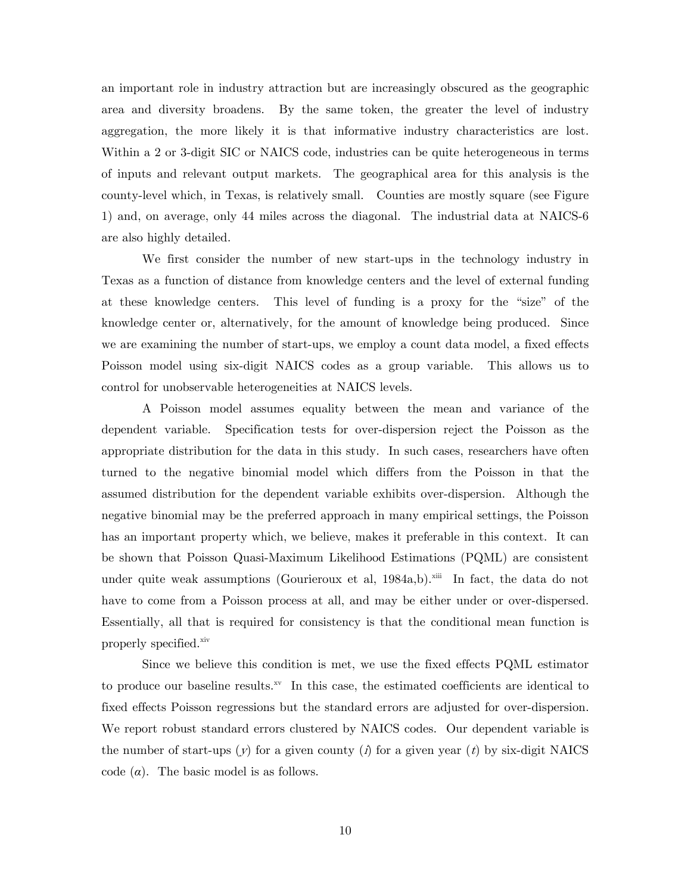an important role in industry attraction but are increasingly obscured as the geographic area and diversity broadens. By the same token, the greater the level of industry aggregation, the more likely it is that informative industry characteristics are lost. Within a 2 or 3-digit SIC or NAICS code, industries can be quite heterogeneous in terms of inputs and relevant output markets. The geographical area for this analysis is the county-level which, in Texas, is relatively small. Counties are mostly square (see Figure 1) and, on average, only 44 miles across the diagonal. The industrial data at NAICS-6 are also highly detailed.

We first consider the number of new start-ups in the technology industry in Texas as a function of distance from knowledge centers and the level of external funding at these knowledge centers. This level of funding is a proxy for the "size" of the knowledge center or, alternatively, for the amount of knowledge being produced. Since we are examining the number of start-ups, we employ a count data model, a fixed effects Poisson model using six-digit NAICS codes as a group variable. This allows us to control for unobservable heterogeneities at NAICS levels.

A Poisson model assumes equality between the mean and variance of the dependent variable. Specification tests for over-dispersion reject the Poisson as the appropriate distribution for the data in this study. In such cases, researchers have often turned to the negative binomial model which differs from the Poisson in that the assumed distribution for the dependent variable exhibits over-dispersion. Although the negative binomial may be the preferred approach in many empirical settings, the Poisson has an important property which, we believe, makes it preferable in this context. It can be shown that Poisson Quasi-Maximum Likelihood Estimations (PQML) are consistent under quite weak assumptions (Gourieroux et al, 1984a,b).[xiii] In fact, the data do not have to come from a Poisson process at all, and may be either under or over-dispersed. Essentially, all that is required for consistency is that the conditional mean function is properly specified.[xiv]

Since we believe this condition is met, we use the fixed effects PQML estimator to produce our baseline results.[xv] In this case, the estimated coefficients are identical to fixed effects Poisson regressions but the standard errors are adjusted for over-dispersion. We report robust standard errors clustered by NAICS codes. Our dependent variable is the number of start-ups ($y$) for a given county ($i$) for a given year ($t$) by six-digit NAICS code ($\alpha$). The basic model is as follows.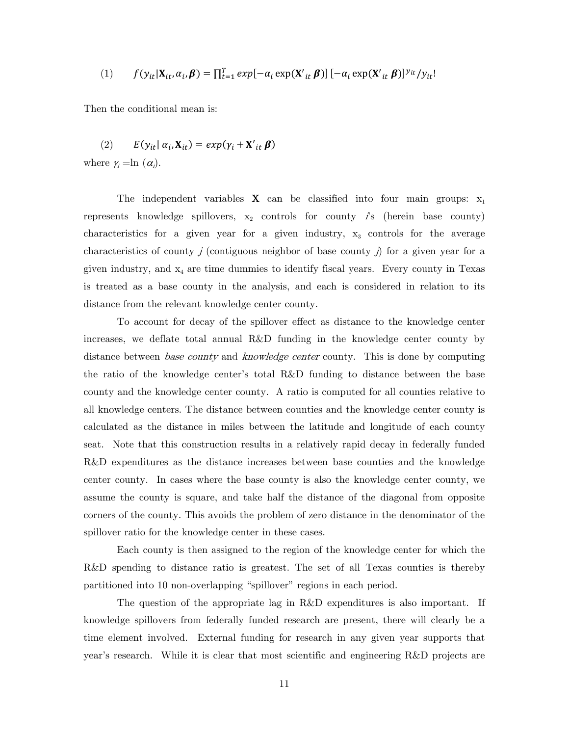$$(1) \qquad f(y_{it}|\mathbf{X}_{it}, \alpha_i, \boldsymbol{\beta}) = \prod_{t=1}^{T} exp[-\alpha_i \exp(\mathbf{X'}_{it}\,\boldsymbol{\beta})]\,[-\alpha_i \exp(\mathbf{X'}_{it}\,\boldsymbol{\beta})]^{y_{it}}/y_{it}!$$

Then the conditional mean is:

$$(2) \qquad E(y_{it}|\,\alpha_i, \mathbf{X}_{it}) = exp(\gamma_i + \mathbf{X'}_{it}\,\boldsymbol{\beta})$$

where $\gamma_i = \ln(\alpha_i)$.

The independent variables $\mathbf{X}$ can be classified into four main groups: $x_1$ represents knowledge spillovers, $x_2$ controls for county *i*'s (herein base county) characteristics for a given year for a given industry, $x_3$ controls for the average characteristics of county *j* (contiguous neighbor of base county *j*) for a given year for a given industry, and $x_4$ are time dummies to identify fiscal years. Every county in Texas is treated as a base county in the analysis, and each is considered in relation to its distance from the relevant knowledge center county.

To account for decay of the spillover effect as distance to the knowledge center increases, we deflate total annual R&D funding in the knowledge center county by distance between *base county* and *knowledge center* county. This is done by computing the ratio of the knowledge center's total R&D funding to distance between the base county and the knowledge center county. A ratio is computed for all counties relative to all knowledge centers. The distance between counties and the knowledge center county is calculated as the distance in miles between the latitude and longitude of each county seat. Note that this construction results in a relatively rapid decay in federally funded R&D expenditures as the distance increases between base counties and the knowledge center county. In cases where the base county is also the knowledge center county, we assume the county is square, and take half the distance of the diagonal from opposite corners of the county. This avoids the problem of zero distance in the denominator of the spillover ratio for the knowledge center in these cases.

Each county is then assigned to the region of the knowledge center for which the R&D spending to distance ratio is greatest. The set of all Texas counties is thereby partitioned into 10 non-overlapping "spillover" regions in each period.

The question of the appropriate lag in R&D expenditures is also important. If knowledge spillovers from federally funded research are present, there will clearly be a time element involved. External funding for research in any given year supports that year's research. While it is clear that most scientific and engineering R&D projects are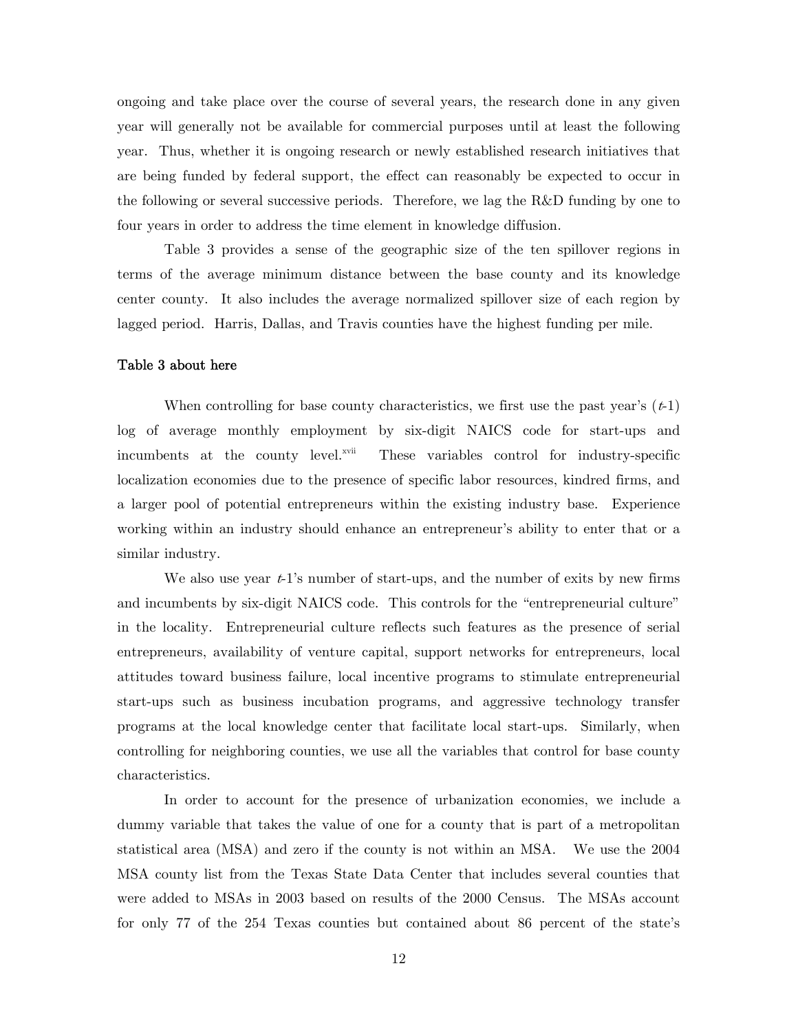ongoing and take place over the course of several years, the research done in any given year will generally not be available for commercial purposes until at least the following year. Thus, whether it is ongoing research or newly established research initiatives that are being funded by federal support, the effect can reasonably be expected to occur in the following or several successive periods. Therefore, we lag the R&D funding by one to four years in order to address the time element in knowledge diffusion.

Table 3 provides a sense of the geographic size of the ten spillover regions in terms of the average minimum distance between the base county and its knowledge center county. It also includes the average normalized spillover size of each region by lagged period. Harris, Dallas, and Travis counties have the highest funding per mile.

**Table 3 about here**

When controlling for base county characteristics, we first use the past year's ($t$-1) log of average monthly employment by six-digit NAICS code for start-ups and incumbents at the county level.[xvii] These variables control for industry-specific localization economies due to the presence of specific labor resources, kindred firms, and a larger pool of potential entrepreneurs within the existing industry base. Experience working within an industry should enhance an entrepreneur's ability to enter that or a similar industry.

We also use year $t$-1's number of start-ups, and the number of exits by new firms and incumbents by six-digit NAICS code. This controls for the "entrepreneurial culture" in the locality. Entrepreneurial culture reflects such features as the presence of serial entrepreneurs, availability of venture capital, support networks for entrepreneurs, local attitudes toward business failure, local incentive programs to stimulate entrepreneurial start-ups such as business incubation programs, and aggressive technology transfer programs at the local knowledge center that facilitate local start-ups. Similarly, when controlling for neighboring counties, we use all the variables that control for base county characteristics.

In order to account for the presence of urbanization economies, we include a dummy variable that takes the value of one for a county that is part of a metropolitan statistical area (MSA) and zero if the county is not within an MSA. We use the 2004 MSA county list from the Texas State Data Center that includes several counties that were added to MSAs in 2003 based on results of the 2000 Census. The MSAs account for only 77 of the 254 Texas counties but contained about 86 percent of the state's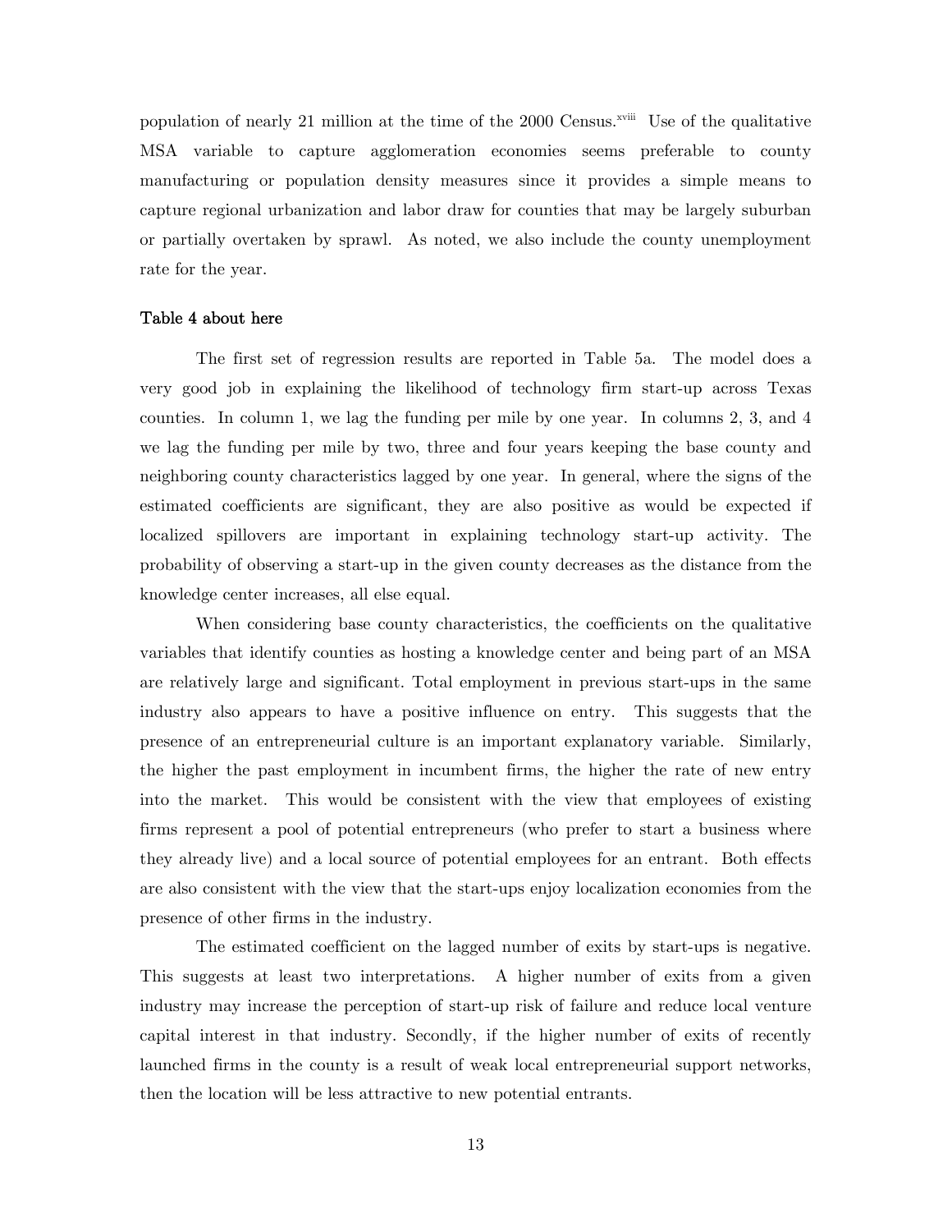population of nearly 21 million at the time of the 2000 Census.[xviii] Use of the qualitative MSA variable to capture agglomeration economies seems preferable to county manufacturing or population density measures since it provides a simple means to capture regional urbanization and labor draw for counties that may be largely suburban or partially overtaken by sprawl. As noted, we also include the county unemployment rate for the year.

**Table 4 about here**

The first set of regression results are reported in Table 5a. The model does a very good job in explaining the likelihood of technology firm start-up across Texas counties. In column 1, we lag the funding per mile by one year. In columns 2, 3, and 4 we lag the funding per mile by two, three and four years keeping the base county and neighboring county characteristics lagged by one year. In general, where the signs of the estimated coefficients are significant, they are also positive as would be expected if localized spillovers are important in explaining technology start-up activity. The probability of observing a start-up in the given county decreases as the distance from the knowledge center increases, all else equal.

When considering base county characteristics, the coefficients on the qualitative variables that identify counties as hosting a knowledge center and being part of an MSA are relatively large and significant. Total employment in previous start-ups in the same industry also appears to have a positive influence on entry. This suggests that the presence of an entrepreneurial culture is an important explanatory variable. Similarly, the higher the past employment in incumbent firms, the higher the rate of new entry into the market. This would be consistent with the view that employees of existing firms represent a pool of potential entrepreneurs (who prefer to start a business where they already live) and a local source of potential employees for an entrant. Both effects are also consistent with the view that the start-ups enjoy localization economies from the presence of other firms in the industry.

The estimated coefficient on the lagged number of exits by start-ups is negative. This suggests at least two interpretations. A higher number of exits from a given industry may increase the perception of start-up risk of failure and reduce local venture capital interest in that industry. Secondly, if the higher number of exits of recently launched firms in the county is a result of weak local entrepreneurial support networks, then the location will be less attractive to new potential entrants.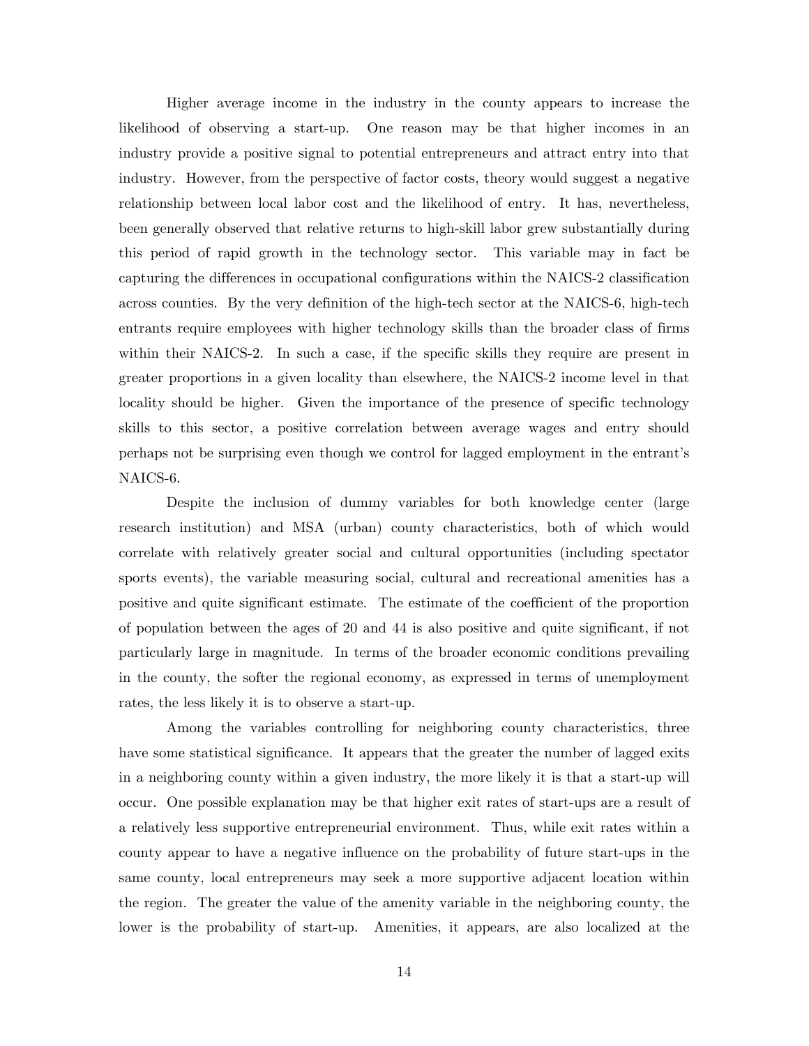Higher average income in the industry in the county appears to increase the likelihood of observing a start-up. One reason may be that higher incomes in an industry provide a positive signal to potential entrepreneurs and attract entry into that industry. However, from the perspective of factor costs, theory would suggest a negative relationship between local labor cost and the likelihood of entry. It has, nevertheless, been generally observed that relative returns to high-skill labor grew substantially during this period of rapid growth in the technology sector. This variable may in fact be capturing the differences in occupational configurations within the NAICS-2 classification across counties. By the very definition of the high-tech sector at the NAICS-6, high-tech entrants require employees with higher technology skills than the broader class of firms within their NAICS-2. In such a case, if the specific skills they require are present in greater proportions in a given locality than elsewhere, the NAICS-2 income level in that locality should be higher. Given the importance of the presence of specific technology skills to this sector, a positive correlation between average wages and entry should perhaps not be surprising even though we control for lagged employment in the entrant's NAICS-6.

Despite the inclusion of dummy variables for both knowledge center (large research institution) and MSA (urban) county characteristics, both of which would correlate with relatively greater social and cultural opportunities (including spectator sports events), the variable measuring social, cultural and recreational amenities has a positive and quite significant estimate. The estimate of the coefficient of the proportion of population between the ages of 20 and 44 is also positive and quite significant, if not particularly large in magnitude. In terms of the broader economic conditions prevailing in the county, the softer the regional economy, as expressed in terms of unemployment rates, the less likely it is to observe a start-up.

Among the variables controlling for neighboring county characteristics, three have some statistical significance. It appears that the greater the number of lagged exits in a neighboring county within a given industry, the more likely it is that a start-up will occur. One possible explanation may be that higher exit rates of start-ups are a result of a relatively less supportive entrepreneurial environment. Thus, while exit rates within a county appear to have a negative influence on the probability of future start-ups in the same county, local entrepreneurs may seek a more supportive adjacent location within the region. The greater the value of the amenity variable in the neighboring county, the lower is the probability of start-up. Amenities, it appears, are also localized at the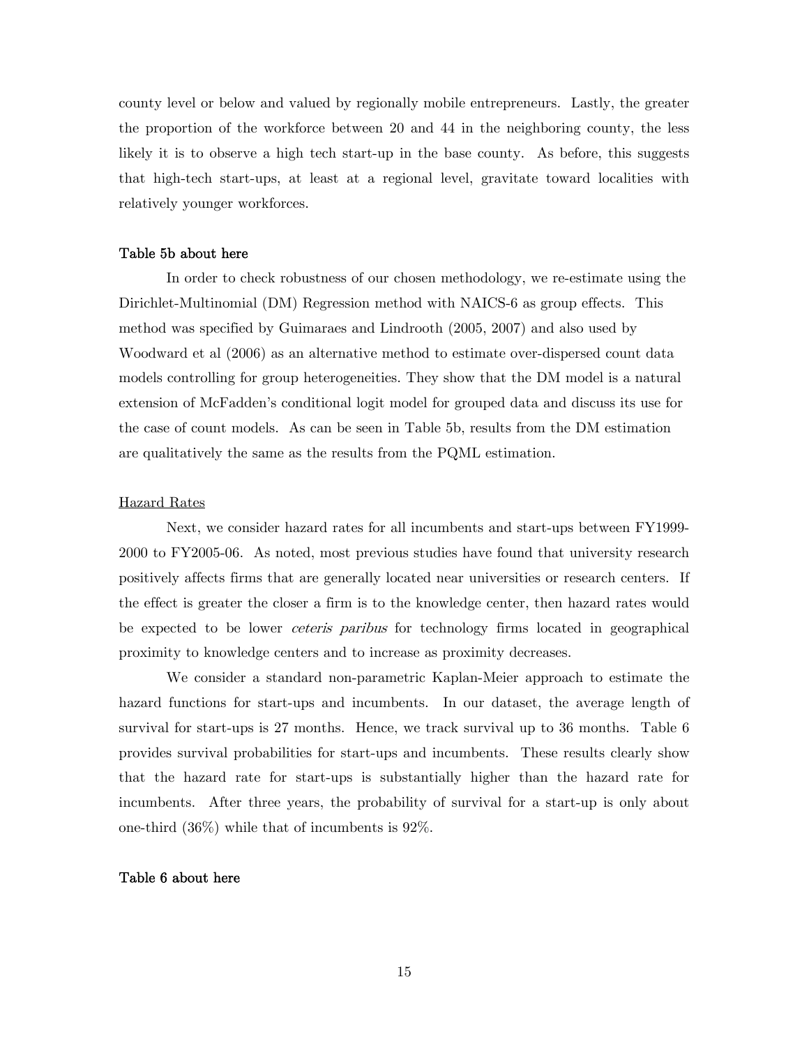county level or below and valued by regionally mobile entrepreneurs. Lastly, the greater the proportion of the workforce between 20 and 44 in the neighboring county, the less likely it is to observe a high tech start-up in the base county. As before, this suggests that high-tech start-ups, at least at a regional level, gravitate toward localities with relatively younger workforces.

**Table 5b about here**

In order to check robustness of our chosen methodology, we re-estimate using the Dirichlet-Multinomial (DM) Regression method with NAICS-6 as group effects. This method was specified by Guimaraes and Lindrooth (2005, 2007) and also used by Woodward et al (2006) as an alternative method to estimate over-dispersed count data models controlling for group heterogeneities. They show that the DM model is a natural extension of McFadden's conditional logit model for grouped data and discuss its use for the case of count models. As can be seen in Table 5b, results from the DM estimation are qualitatively the same as the results from the PQML estimation.

<u>Hazard Rates</u>

Next, we consider hazard rates for all incumbents and start-ups between FY1999-2000 to FY2005-06. As noted, most previous studies have found that university research positively affects firms that are generally located near universities or research centers. If the effect is greater the closer a firm is to the knowledge center, then hazard rates would be expected to be lower *ceteris paribus* for technology firms located in geographical proximity to knowledge centers and to increase as proximity decreases.

We consider a standard non-parametric Kaplan-Meier approach to estimate the hazard functions for start-ups and incumbents. In our dataset, the average length of survival for start-ups is 27 months. Hence, we track survival up to 36 months. Table 6 provides survival probabilities for start-ups and incumbents. These results clearly show that the hazard rate for start-ups is substantially higher than the hazard rate for incumbents. After three years, the probability of survival for a start-up is only about one-third (36%) while that of incumbents is 92%.

**Table 6 about here**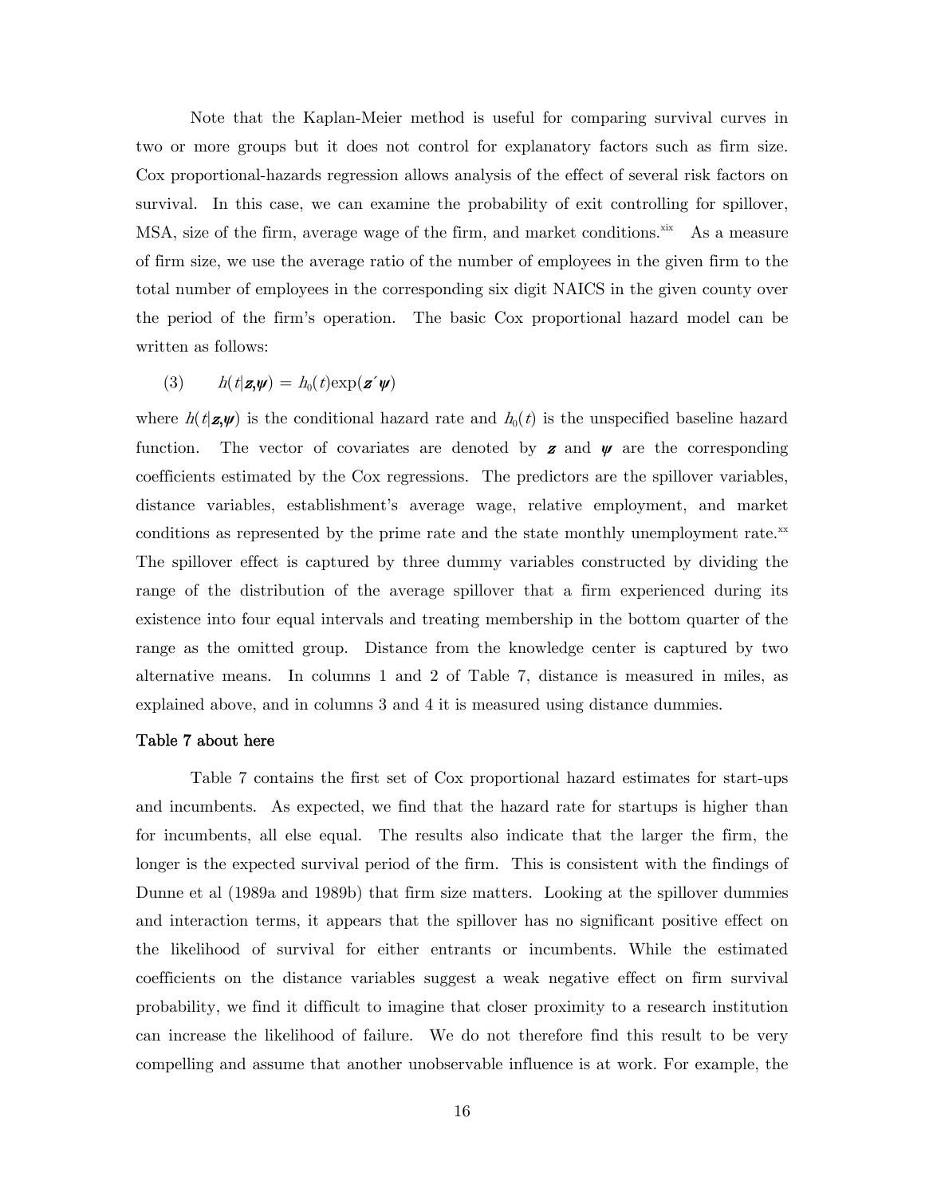Note that the Kaplan-Meier method is useful for comparing survival curves in two or more groups but it does not control for explanatory factors such as firm size. Cox proportional-hazards regression allows analysis of the effect of several risk factors on survival. In this case, we can examine the probability of exit controlling for spillover, MSA, size of the firm, average wage of the firm, and market conditions.[xix] As a measure of firm size, we use the average ratio of the number of employees in the given firm to the total number of employees in the corresponding six digit NAICS in the given county over the period of the firm's operation. The basic Cox proportional hazard model can be written as follows:

$$(3) \qquad h(t|\boldsymbol{z},\boldsymbol{\psi}) = h_0(t)\exp(\boldsymbol{z}'\boldsymbol{\psi})$$

where $h(t|\boldsymbol{z},\boldsymbol{\psi})$ is the conditional hazard rate and $h_0(t)$ is the unspecified baseline hazard function. The vector of covariates are denoted by $\boldsymbol{z}$ and $\boldsymbol{\psi}$ are the corresponding coefficients estimated by the Cox regressions. The predictors are the spillover variables, distance variables, establishment's average wage, relative employment, and market conditions as represented by the prime rate and the state monthly unemployment rate.[xx] The spillover effect is captured by three dummy variables constructed by dividing the range of the distribution of the average spillover that a firm experienced during its existence into four equal intervals and treating membership in the bottom quarter of the range as the omitted group. Distance from the knowledge center is captured by two alternative means. In columns 1 and 2 of Table 7, distance is measured in miles, as explained above, and in columns 3 and 4 it is measured using distance dummies.

**Table 7 about here**

Table 7 contains the first set of Cox proportional hazard estimates for start-ups and incumbents. As expected, we find that the hazard rate for startups is higher than for incumbents, all else equal. The results also indicate that the larger the firm, the longer is the expected survival period of the firm. This is consistent with the findings of Dunne et al (1989a and 1989b) that firm size matters. Looking at the spillover dummies and interaction terms, it appears that the spillover has no significant positive effect on the likelihood of survival for either entrants or incumbents. While the estimated coefficients on the distance variables suggest a weak negative effect on firm survival probability, we find it difficult to imagine that closer proximity to a research institution can increase the likelihood of failure. We do not therefore find this result to be very compelling and assume that another unobservable influence is at work. For example, the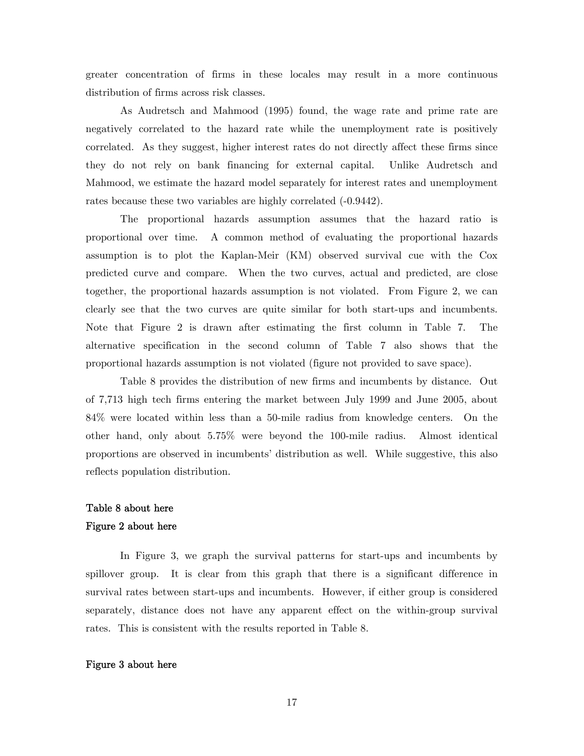greater concentration of firms in these locales may result in a more continuous distribution of firms across risk classes.

As Audretsch and Mahmood (1995) found, the wage rate and prime rate are negatively correlated to the hazard rate while the unemployment rate is positively correlated. As they suggest, higher interest rates do not directly affect these firms since they do not rely on bank financing for external capital. Unlike Audretsch and Mahmood, we estimate the hazard model separately for interest rates and unemployment rates because these two variables are highly correlated (-0.9442).

The proportional hazards assumption assumes that the hazard ratio is proportional over time. A common method of evaluating the proportional hazards assumption is to plot the Kaplan-Meir (KM) observed survival cue with the Cox predicted curve and compare. When the two curves, actual and predicted, are close together, the proportional hazards assumption is not violated. From Figure 2, we can clearly see that the two curves are quite similar for both start-ups and incumbents. Note that Figure 2 is drawn after estimating the first column in Table 7. The alternative specification in the second column of Table 7 also shows that the proportional hazards assumption is not violated (figure not provided to save space).

Table 8 provides the distribution of new firms and incumbents by distance. Out of 7,713 high tech firms entering the market between July 1999 and June 2005, about 84% were located within less than a 50-mile radius from knowledge centers. On the other hand, only about 5.75% were beyond the 100-mile radius. Almost identical proportions are observed in incumbents' distribution as well. While suggestive, this also reflects population distribution.

**Table 8 about here**

**Figure 2 about here**

In Figure 3, we graph the survival patterns for start-ups and incumbents by spillover group. It is clear from this graph that there is a significant difference in survival rates between start-ups and incumbents. However, if either group is considered separately, distance does not have any apparent effect on the within-group survival rates. This is consistent with the results reported in Table 8.

**Figure 3 about here**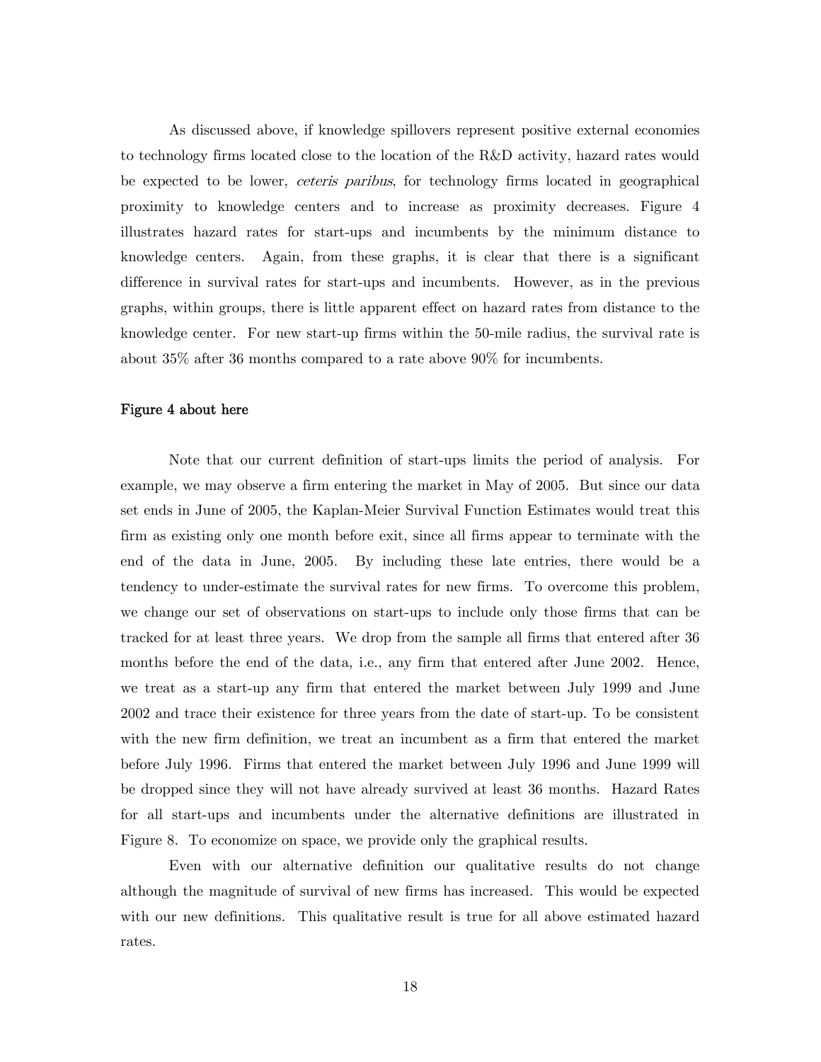As discussed above, if knowledge spillovers represent positive external economies to technology firms located close to the location of the R&D activity, hazard rates would be expected to be lower, *ceteris paribus*, for technology firms located in geographical proximity to knowledge centers and to increase as proximity decreases. Figure 4 illustrates hazard rates for start-ups and incumbents by the minimum distance to knowledge centers. Again, from these graphs, it is clear that there is a significant difference in survival rates for start-ups and incumbents. However, as in the previous graphs, within groups, there is little apparent effect on hazard rates from distance to the knowledge center. For new start-up firms within the 50-mile radius, the survival rate is about 35% after 36 months compared to a rate above 90% for incumbents.

**Figure 4 about here**

Note that our current definition of start-ups limits the period of analysis. For example, we may observe a firm entering the market in May of 2005. But since our data set ends in June of 2005, the Kaplan-Meier Survival Function Estimates would treat this firm as existing only one month before exit, since all firms appear to terminate with the end of the data in June, 2005. By including these late entries, there would be a tendency to under-estimate the survival rates for new firms. To overcome this problem, we change our set of observations on start-ups to include only those firms that can be tracked for at least three years. We drop from the sample all firms that entered after 36 months before the end of the data, i.e., any firm that entered after June 2002. Hence, we treat as a start-up any firm that entered the market between July 1999 and June 2002 and trace their existence for three years from the date of start-up. To be consistent with the new firm definition, we treat an incumbent as a firm that entered the market before July 1996. Firms that entered the market between July 1996 and June 1999 will be dropped since they will not have already survived at least 36 months. Hazard Rates for all start-ups and incumbents under the alternative definitions are illustrated in Figure 8. To economize on space, we provide only the graphical results.

Even with our alternative definition our qualitative results do not change although the magnitude of survival of new firms has increased. This would be expected with our new definitions. This qualitative result is true for all above estimated hazard rates.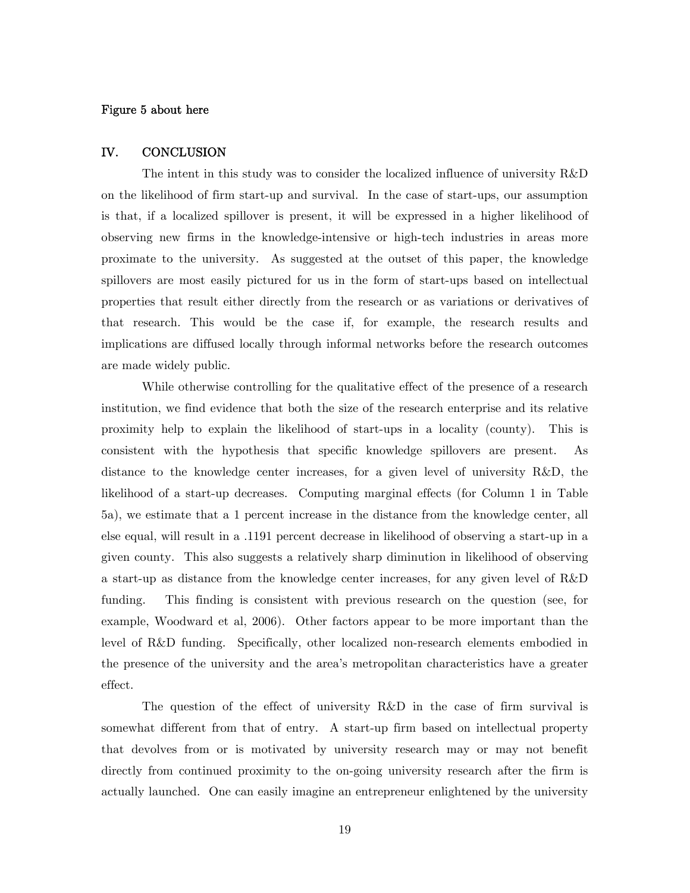**Figure 5 about here**

## IV. CONCLUSION

The intent in this study was to consider the localized influence of university R&D on the likelihood of firm start-up and survival. In the case of start-ups, our assumption is that, if a localized spillover is present, it will be expressed in a higher likelihood of observing new firms in the knowledge-intensive or high-tech industries in areas more proximate to the university. As suggested at the outset of this paper, the knowledge spillovers are most easily pictured for us in the form of start-ups based on intellectual properties that result either directly from the research or as variations or derivatives of that research. This would be the case if, for example, the research results and implications are diffused locally through informal networks before the research outcomes are made widely public.

While otherwise controlling for the qualitative effect of the presence of a research institution, we find evidence that both the size of the research enterprise and its relative proximity help to explain the likelihood of start-ups in a locality (county). This is consistent with the hypothesis that specific knowledge spillovers are present. As distance to the knowledge center increases, for a given level of university R&D, the likelihood of a start-up decreases. Computing marginal effects (for Column 1 in Table 5a), we estimate that a 1 percent increase in the distance from the knowledge center, all else equal, will result in a .1191 percent decrease in likelihood of observing a start-up in a given county. This also suggests a relatively sharp diminution in likelihood of observing a start-up as distance from the knowledge center increases, for any given level of R&D funding. This finding is consistent with previous research on the question (see, for example, Woodward et al, 2006). Other factors appear to be more important than the level of R&D funding. Specifically, other localized non-research elements embodied in the presence of the university and the area's metropolitan characteristics have a greater effect.

The question of the effect of university R&D in the case of firm survival is somewhat different from that of entry. A start-up firm based on intellectual property that devolves from or is motivated by university research may or may not benefit directly from continued proximity to the on-going university research after the firm is actually launched. One can easily imagine an entrepreneur enlightened by the university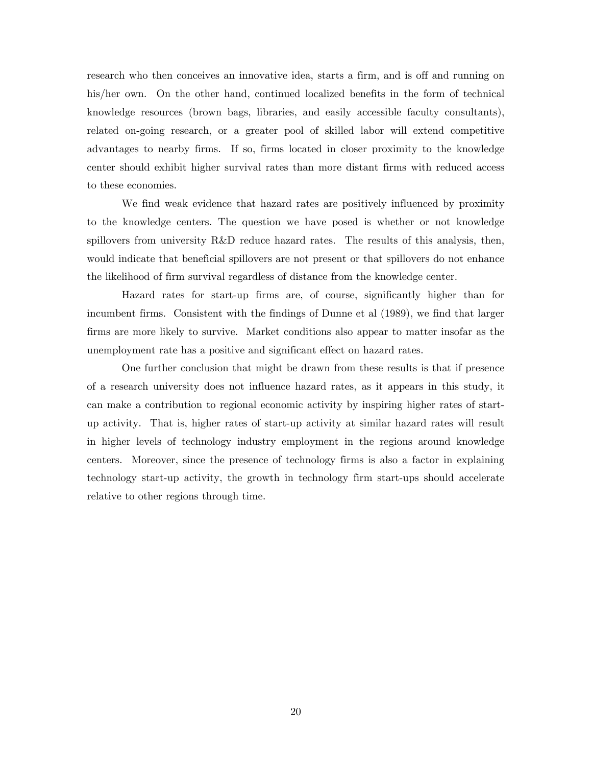research who then conceives an innovative idea, starts a firm, and is off and running on his/her own. On the other hand, continued localized benefits in the form of technical knowledge resources (brown bags, libraries, and easily accessible faculty consultants), related on-going research, or a greater pool of skilled labor will extend competitive advantages to nearby firms. If so, firms located in closer proximity to the knowledge center should exhibit higher survival rates than more distant firms with reduced access to these economies.

We find weak evidence that hazard rates are positively influenced by proximity to the knowledge centers. The question we have posed is whether or not knowledge spillovers from university R&D reduce hazard rates. The results of this analysis, then, would indicate that beneficial spillovers are not present or that spillovers do not enhance the likelihood of firm survival regardless of distance from the knowledge center.

Hazard rates for start-up firms are, of course, significantly higher than for incumbent firms. Consistent with the findings of Dunne et al (1989), we find that larger firms are more likely to survive. Market conditions also appear to matter insofar as the unemployment rate has a positive and significant effect on hazard rates.

One further conclusion that might be drawn from these results is that if presence of a research university does not influence hazard rates, as it appears in this study, it can make a contribution to regional economic activity by inspiring higher rates of start-up activity. That is, higher rates of start-up activity at similar hazard rates will result in higher levels of technology industry employment in the regions around knowledge centers. Moreover, since the presence of technology firms is also a factor in explaining technology start-up activity, the growth in technology firm start-ups should accelerate relative to other regions through time.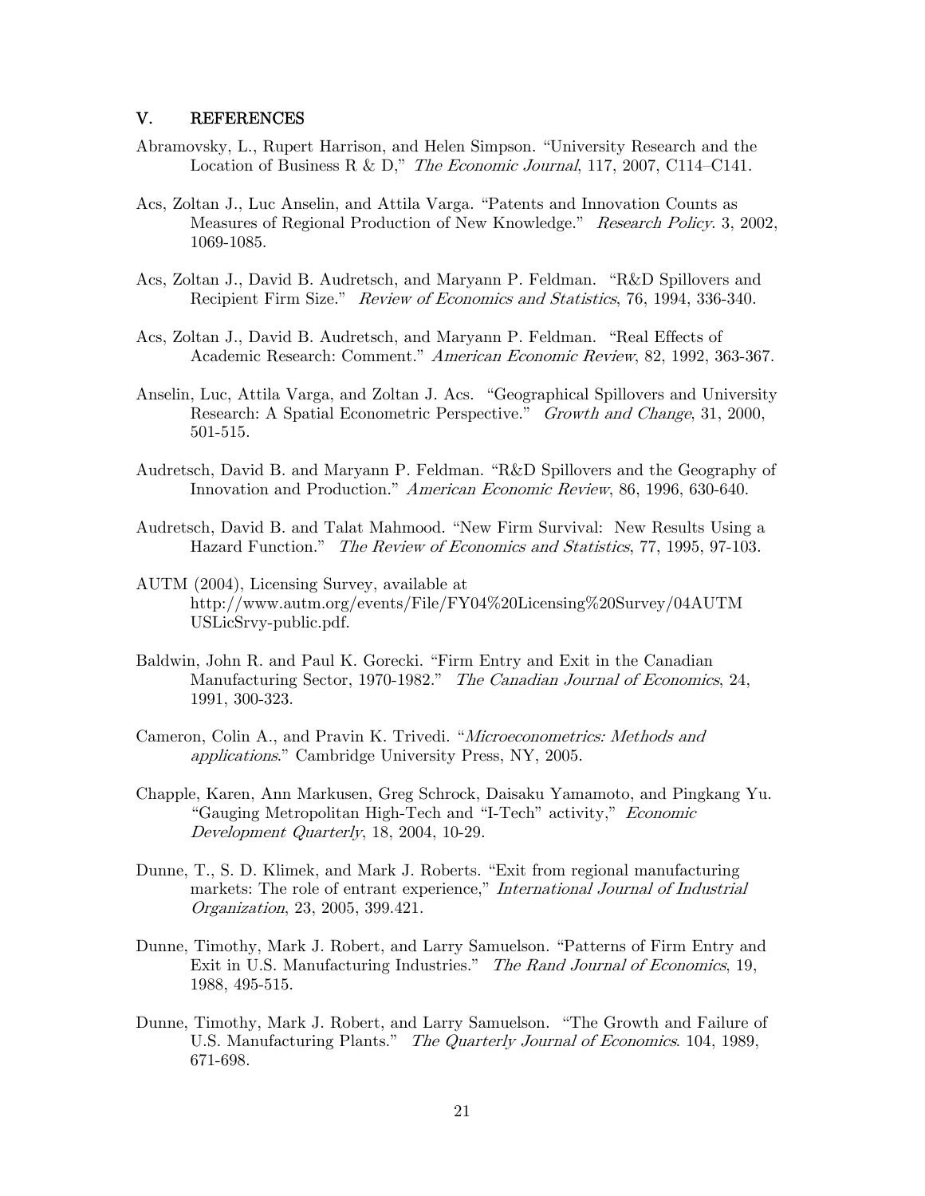## V. REFERENCES

Abramovsky, L., Rupert Harrison, and Helen Simpson. "University Research and the Location of Business R & D," *The Economic Journal*, 117, 2007, C114–C141.

Acs, Zoltan J., Luc Anselin, and Attila Varga. "Patents and Innovation Counts as Measures of Regional Production of New Knowledge." *Research Policy*. 3, 2002, 1069-1085.

Acs, Zoltan J., David B. Audretsch, and Maryann P. Feldman. "R&D Spillovers and Recipient Firm Size." *Review of Economics and Statistics*, 76, 1994, 336-340.

Acs, Zoltan J., David B. Audretsch, and Maryann P. Feldman. "Real Effects of Academic Research: Comment." *American Economic Review*, 82, 1992, 363-367.

Anselin, Luc, Attila Varga, and Zoltan J. Acs. "Geographical Spillovers and University Research: A Spatial Econometric Perspective." *Growth and Change*, 31, 2000, 501-515.

Audretsch, David B. and Maryann P. Feldman. "R&D Spillovers and the Geography of Innovation and Production." *American Economic Review*, 86, 1996, 630-640.

Audretsch, David B. and Talat Mahmood. "New Firm Survival: New Results Using a Hazard Function." *The Review of Economics and Statistics*, 77, 1995, 97-103.

AUTM (2004), Licensing Survey, available at http://www.autm.org/events/File/FY04%20Licensing%20Survey/04AUTMUSLicSrvy-public.pdf.

Baldwin, John R. and Paul K. Gorecki. "Firm Entry and Exit in the Canadian Manufacturing Sector, 1970-1982." *The Canadian Journal of Economics*, 24, 1991, 300-323.

Cameron, Colin A., and Pravin K. Trivedi. "*Microeconometrics: Methods and applications*." Cambridge University Press, NY, 2005.

Chapple, Karen, Ann Markusen, Greg Schrock, Daisaku Yamamoto, and Pingkang Yu. "Gauging Metropolitan High-Tech and "I-Tech" activity," *Economic Development Quarterly*, 18, 2004, 10-29.

Dunne, T., S. D. Klimek, and Mark J. Roberts. "Exit from regional manufacturing markets: The role of entrant experience," *International Journal of Industrial Organization*, 23, 2005, 399.421.

Dunne, Timothy, Mark J. Robert, and Larry Samuelson. "Patterns of Firm Entry and Exit in U.S. Manufacturing Industries." *The Rand Journal of Economics*, 19, 1988, 495-515.

Dunne, Timothy, Mark J. Robert, and Larry Samuelson. "The Growth and Failure of U.S. Manufacturing Plants." *The Quarterly Journal of Economics*. 104, 1989, 671-698.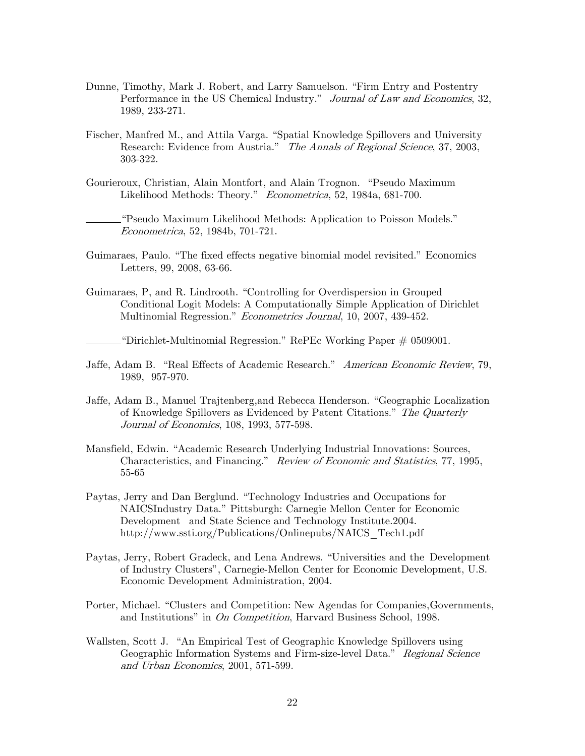Dunne, Timothy, Mark J. Robert, and Larry Samuelson. "Firm Entry and Postentry Performance in the US Chemical Industry." *Journal of Law and Economics*, 32, 1989, 233-271.

Fischer, Manfred M., and Attila Varga. "Spatial Knowledge Spillovers and University Research: Evidence from Austria." *The Annals of Regional Science*, 37, 2003, 303-322.

Gourieroux, Christian, Alain Montfort, and Alain Trognon. "Pseudo Maximum Likelihood Methods: Theory." *Econometrica*, 52, 1984a, 681-700.

_______ "Pseudo Maximum Likelihood Methods: Application to Poisson Models." *Econometrica*, 52, 1984b, 701-721.

Guimaraes, Paulo. "The fixed effects negative binomial model revisited." Economics Letters, 99, 2008, 63-66.

Guimaraes, P, and R. Lindrooth. "Controlling for Overdispersion in Grouped Conditional Logit Models: A Computationally Simple Application of Dirichlet Multinomial Regression." *Econometrics Journal*, 10, 2007, 439-452.

_______ "Dirichlet-Multinomial Regression." RePEc Working Paper # 0509001.

Jaffe, Adam B. "Real Effects of Academic Research." *American Economic Review*, 79, 1989, 957-970.

Jaffe, Adam B., Manuel Trajtenberg,and Rebecca Henderson. "Geographic Localization of Knowledge Spillovers as Evidenced by Patent Citations." *The Quarterly Journal of Economics*, 108, 1993, 577-598.

Mansfield, Edwin. "Academic Research Underlying Industrial Innovations: Sources, Characteristics, and Financing." *Review of Economic and Statistics*, 77, 1995, 55-65

Paytas, Jerry and Dan Berglund. "Technology Industries and Occupations for NAICSIndustry Data." Pittsburgh: Carnegie Mellon Center for Economic Development and State Science and Technology Institute.2004. http://www.ssti.org/Publications/Onlinepubs/NAICS_Tech1.pdf

Paytas, Jerry, Robert Gradeck, and Lena Andrews. "Universities and the Development of Industry Clusters", Carnegie-Mellon Center for Economic Development, U.S. Economic Development Administration, 2004.

Porter, Michael. "Clusters and Competition: New Agendas for Companies,Governments, and Institutions" in *On Competition*, Harvard Business School, 1998.

Wallsten, Scott J. "An Empirical Test of Geographic Knowledge Spillovers using Geographic Information Systems and Firm-size-level Data." *Regional Science and Urban Economics*, 2001, 571-599.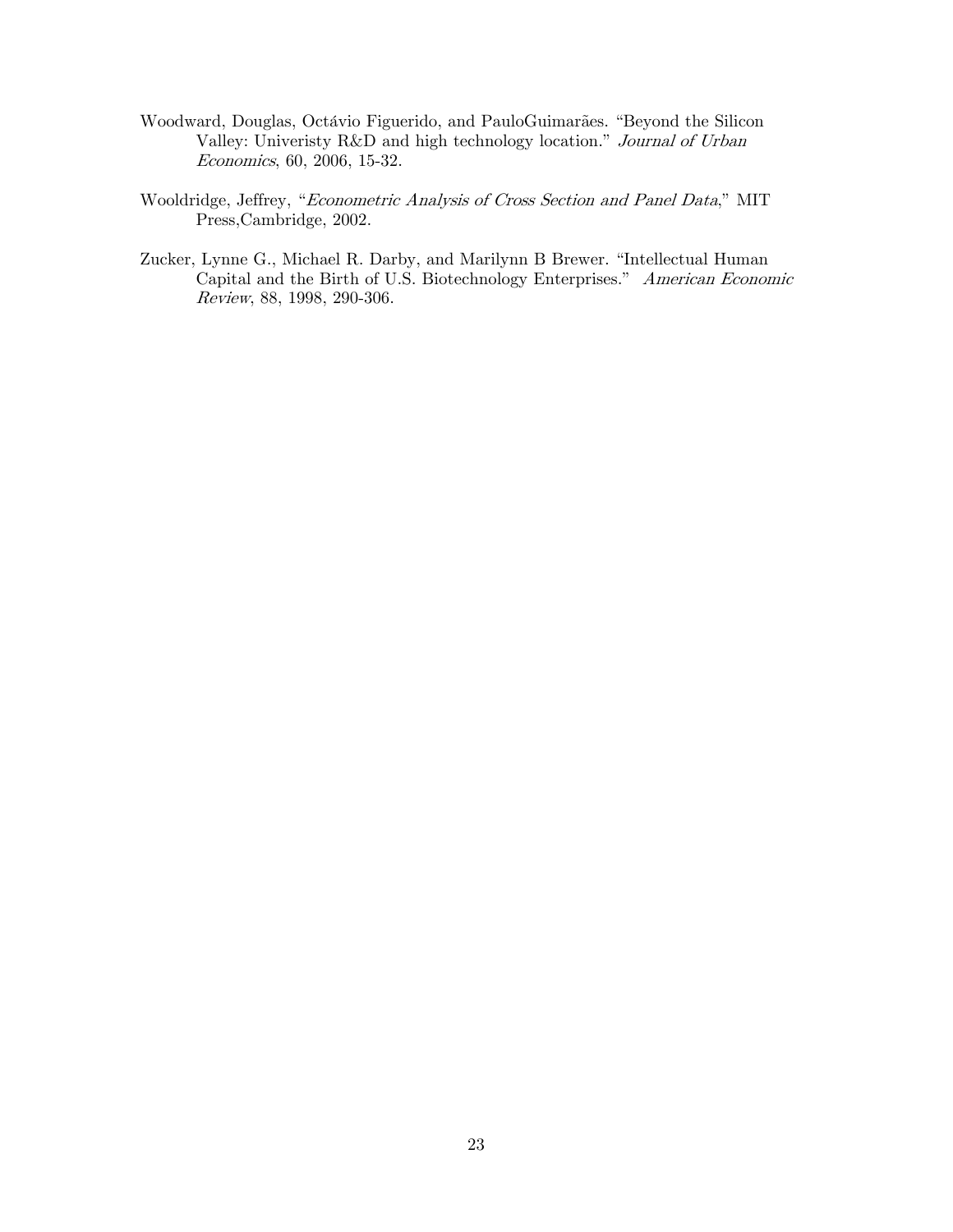Woodward, Douglas, Octávio Figuerido, and PauloGuimarães. "Beyond the Silicon Valley: Univeristy R&D and high technology location." *Journal of Urban Economics*, 60, 2006, 15-32.

Wooldridge, Jeffrey, "*Econometric Analysis of Cross Section and Panel Data*," MIT Press,Cambridge, 2002.

Zucker, Lynne G., Michael R. Darby, and Marilynn B Brewer. "Intellectual Human Capital and the Birth of U.S. Biotechnology Enterprises." *American Economic Review*, 88, 1998, 290-306.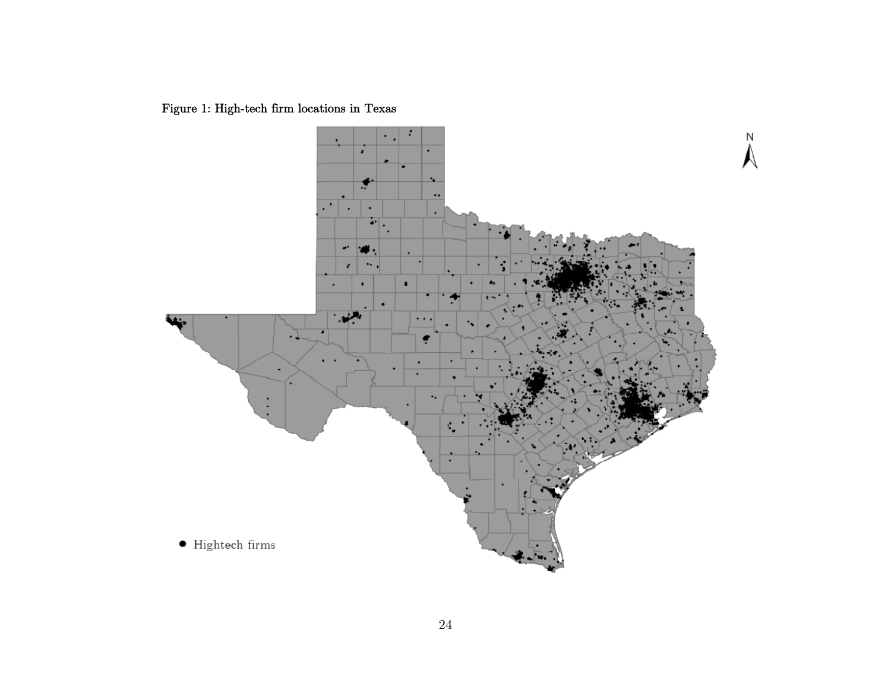Figure 1: High-tech firm locations in Texas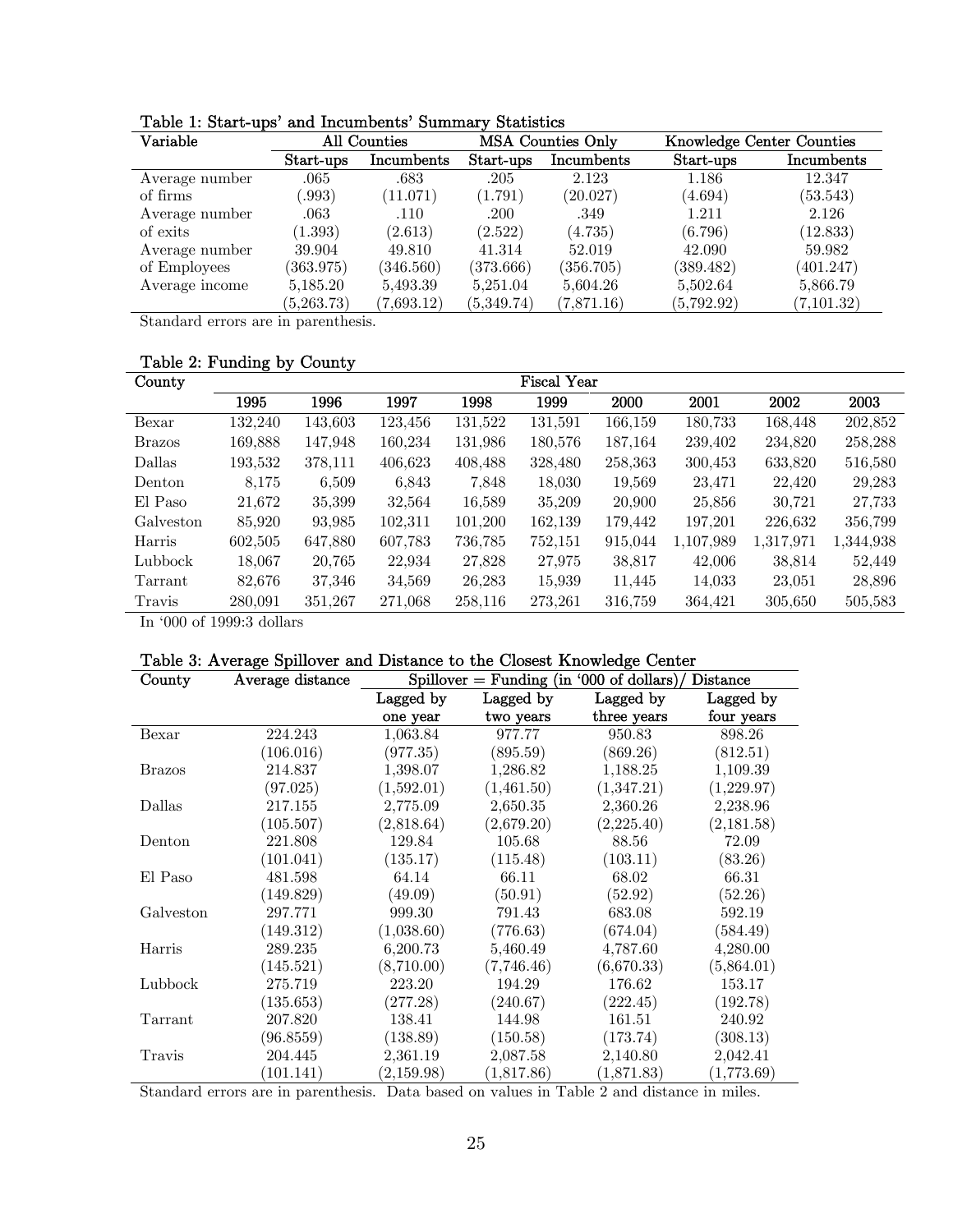Table 1: Start-ups' and Incumbents' Summary Statistics

| Variable | All Counties | | MSA Counties Only | | Knowledge Center Counties | |
|---|---|---|---|---|---|---|
| | Start-ups | Incumbents | Start-ups | Incumbents | Start-ups | Incumbents |
| Average number of firms | .065 (.993) | .683 (11.071) | .205 (1.791) | 2.123 (20.027) | 1.186 (4.694) | 12.347 (53.543) |
| Average number of exits | .063 (1.393) | .110 (2.613) | .200 (2.522) | .349 (4.735) | 1.211 (6.796) | 2.126 (12.833) |
| Average number of Employees | 39.904 (363.975) | 49.810 (346.560) | 41.314 (373.666) | 52.019 (356.705) | 42.090 (389.482) | 59.982 (401.247) |
| Average income | 5,185.20 (5,263.73) | 5,493.39 (7,693.12) | 5,251.04 (5,349.74) | 5,604.26 (7,871.16) | 5,502.64 (5,792.92) | 5,866.79 (7,101.32) |

Standard errors are in parenthesis.

Table 2: Funding by County

| County | Fiscal Year | | | | | | | | |
|---|---|---|---|---|---|---|---|---|---|
| | 1995 | 1996 | 1997 | 1998 | 1999 | 2000 | 2001 | 2002 | 2003 |
| Bexar | 132,240 | 143,603 | 123,456 | 131,522 | 131,591 | 166,159 | 180,733 | 168,448 | 202,852 |
| Brazos | 169,888 | 147,948 | 160,234 | 131,986 | 180,576 | 187,164 | 239,402 | 234,820 | 258,288 |
| Dallas | 193,532 | 378,111 | 406,623 | 408,488 | 328,480 | 258,363 | 300,453 | 633,820 | 516,580 |
| Denton | 8,175 | 6,509 | 6,843 | 7,848 | 18,030 | 19,569 | 23,471 | 22,420 | 29,283 |
| El Paso | 21,672 | 35,399 | 32,564 | 16,589 | 35,209 | 20,900 | 25,856 | 30,721 | 27,733 |
| Galveston | 85,920 | 93,985 | 102,311 | 101,200 | 162,139 | 179,442 | 197,201 | 226,632 | 356,799 |
| Harris | 602,505 | 647,880 | 607,783 | 736,785 | 752,151 | 915,044 | 1,107,989 | 1,317,971 | 1,344,938 |
| Lubbock | 18,067 | 20,765 | 22,934 | 27,828 | 27,975 | 38,817 | 42,006 | 38,814 | 52,449 |
| Tarrant | 82,676 | 37,346 | 34,569 | 26,283 | 15,939 | 11,445 | 14,033 | 23,051 | 28,896 |
| Travis | 280,091 | 351,267 | 271,068 | 258,116 | 273,261 | 316,759 | 364,421 | 305,650 | 505,583 |

In '000 of 1999:3 dollars

Table 3: Average Spillover and Distance to the Closest Knowledge Center

| County | Average distance | Spillover = Funding (in '000 of dollars)/ Distance | | | |
|---|---|---|---|---|---|
| | | Lagged by one year | Lagged by two years | Lagged by three years | Lagged by four years |
| Bexar | 224.243 (106.016) | 1,063.84 (977.35) | 977.77 (895.59) | 950.83 (869.26) | 898.26 (812.51) |
| Brazos | 214.837 (97.025) | 1,398.07 (1,592.01) | 1,286.82 (1,461.50) | 1,188.25 (1,347.21) | 1,109.39 (1,229.97) |
| Dallas | 217.155 (105.507) | 2,775.09 (2,818.64) | 2,650.35 (2,679.20) | 2,360.26 (2,225.40) | 2,238.96 (2,181.58) |
| Denton | 221.808 (101.041) | 129.84 (135.17) | 105.68 (115.48) | 88.56 (103.11) | 72.09 (83.26) |
| El Paso | 481.598 (149.829) | 64.14 (49.09) | 66.11 (50.91) | 68.02 (52.92) | 66.31 (52.26) |
| Galveston | 297.771 (149.312) | 999.30 (1,038.60) | 791.43 (776.63) | 683.08 (674.04) | 592.19 (584.49) |
| Harris | 289.235 (145.521) | 6,200.73 (8,710.00) | 5,460.49 (7,746.46) | 4,787.60 (6,670.33) | 4,280.00 (5,864.01) |
| Lubbock | 275.719 (135.653) | 223.20 (277.28) | 194.29 (240.67) | 176.62 (222.45) | 153.17 (192.78) |
| Tarrant | 207.820 (96.8559) | 138.41 (138.89) | 144.98 (150.58) | 161.51 (173.74) | 240.92 (308.13) |
| Travis | 204.445 (101.141) | 2,361.19 (2,159.98) | 2,087.58 (1,817.86) | 2,140.80 (1,871.83) | 2,042.41 (1,773.69) |

Standard errors are in parenthesis. Data based on values in Table 2 and distance in miles.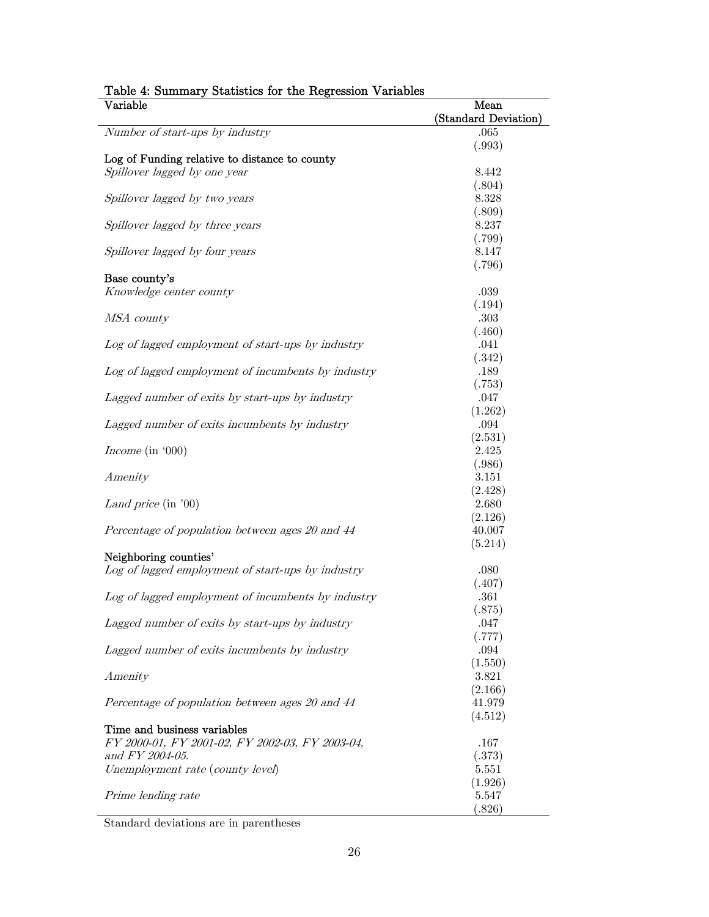Table 4: Summary Statistics for the Regression Variables

| Variable | Mean (Standard Deviation) |
|---|---|
| *Number of start-ups by industry* | .065 (.993) |
| **Log of Funding relative to distance to county** | |
| *Spillover lagged by one year* | 8.442 (.804) |
| *Spillover lagged by two years* | 8.328 (.809) |
| *Spillover lagged by three years* | 8.237 (.799) |
| *Spillover lagged by four years* | 8.147 (.796) |
| **Base county's** | |
| *Knowledge center county* | .039 (.194) |
| *MSA county* | .303 (.460) |
| *Log of lagged employment of start-ups by industry* | .041 (.342) |
| *Log of lagged employment of incumbents by industry* | .189 (.753) |
| *Lagged number of exits by start-ups by industry* | .047 (1.262) |
| *Lagged number of exits incumbents by industry* | .094 (2.531) |
| *Income* (in '000) | 2.425 (.986) |
| *Amenity* | 3.151 (2.428) |
| *Land price* (in '00) | 2.680 (2.126) |
| *Percentage of population between ages 20 and 44* | 40.007 (5.214) |
| **Neighboring counties'** | |
| *Log of lagged employment of start-ups by industry* | .080 (.407) |
| *Log of lagged employment of incumbents by industry* | .361 (.875) |
| *Lagged number of exits by start-ups by industry* | .047 (.777) |
| *Lagged number of exits incumbents by industry* | .094 (1.550) |
| *Amenity* | 3.821 (2.166) |
| *Percentage of population between ages 20 and 44* | 41.979 (4.512) |
| **Time and business variables** | |
| *FY 2000-01, FY 2001-02, FY 2002-03, FY 2003-04, and FY 2004-05.* | .167 (.373) |
| *Unemployment rate* (*county level*) | 5.551 (1.926) |
| *Prime lending rate* | 5.547 (.826) |

Standard deviations are in parentheses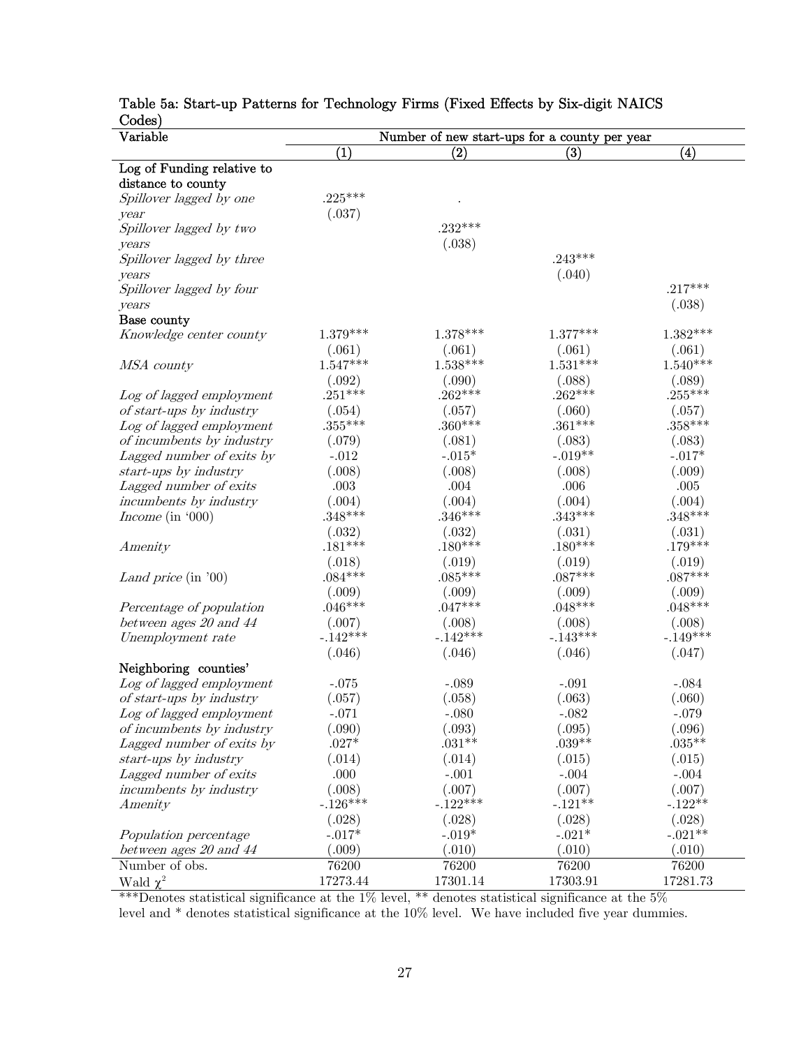Table 5a: Start-up Patterns for Technology Firms (Fixed Effects by Six-digit NAICS Codes)

| Variable | Number of new start-ups for a county per year | | | |
|---|---|---|---|---|
| | (1) | (2) | (3) | (4) |
| **Log of Funding relative to distance to county** | | | | |
| *Spillover lagged by one year* | .225*** | . | | |
| | (.037) | | | |
| *Spillover lagged by two years* | | .232*** | | |
| | | (.038) | | |
| *Spillover lagged by three years* | | | .243*** | |
| | | | (.040) | |
| *Spillover lagged by four years* | | | | .217*** |
| | | | | (.038) |
| **Base county** | | | | |
| *Knowledge center county* | 1.379*** | 1.378*** | 1.377*** | 1.382*** |
| | (.061) | (.061) | (.061) | (.061) |
| *MSA county* | 1.547*** | 1.538*** | 1.531*** | 1.540*** |
| | (.092) | (.090) | (.088) | (.089) |
| *Log of lagged employment of start-ups by industry* | .251*** | .262*** | .262*** | .255*** |
| | (.054) | (.057) | (.060) | (.057) |
| *Log of lagged employment of incumbents by industry* | .355*** | .360*** | .361*** | .358*** |
| | (.079) | (.081) | (.083) | (.083) |
| *Lagged number of exits by start-ups by industry* | -.012 | -.015* | -.019** | -.017* |
| | (.008) | (.008) | (.008) | (.009) |
| *Lagged number of exits incumbents by industry* | .003 | .004 | .006 | .005 |
| | (.004) | (.004) | (.004) | (.004) |
| *Income* (in '000) | .348*** | .346*** | .343*** | .348*** |
| | (.032) | (.032) | (.031) | (.031) |
| *Amenity* | .181*** | .180*** | .180*** | .179*** |
| | (.018) | (.019) | (.019) | (.019) |
| *Land price* (in '00) | .084*** | .085*** | .087*** | .087*** |
| | (.009) | (.009) | (.009) | (.009) |
| *Percentage of population between ages 20 and 44* | .046*** | .047*** | .048*** | .048*** |
| | (.007) | (.008) | (.008) | (.008) |
| *Unemployment rate* | -.142*** | -.142*** | -.143*** | -.149*** |
| | (.046) | (.046) | (.046) | (.047) |
| **Neighboring counties'** | | | | |
| *Log of lagged employment of start-ups by industry* | -.075 | -.089 | -.091 | -.084 |
| | (.057) | (.058) | (.063) | (.060) |
| *Log of lagged employment of incumbents by industry* | -.071 | -.080 | -.082 | -.079 |
| | (.090) | (.093) | (.095) | (.096) |
| *Lagged number of exits by start-ups by industry* | .027* | .031** | .039** | .035** |
| | (.014) | (.014) | (.015) | (.015) |
| *Lagged number of exits incumbents by industry* | .000 | -.001 | -.004 | -.004 |
| | (.008) | (.007) | (.007) | (.007) |
| *Amenity* | -.126*** | -.122*** | -.121** | -.122** |
| | (.028) | (.028) | (.028) | (.028) |
| *Population percentage between ages 20 and 44* | -.017* | -.019* | -.021* | -.021** |
| | (.009) | (.010) | (.010) | (.010) |
| Number of obs. | 76200 | 76200 | 76200 | 76200 |
| Wald $\chi^2$ | 17273.44 | 17301.14 | 17303.91 | 17281.73 |

***Denotes statistical significance at the 1% level, ** denotes statistical significance at the 5% level and * denotes statistical significance at the 10% level. We have included five year dummies.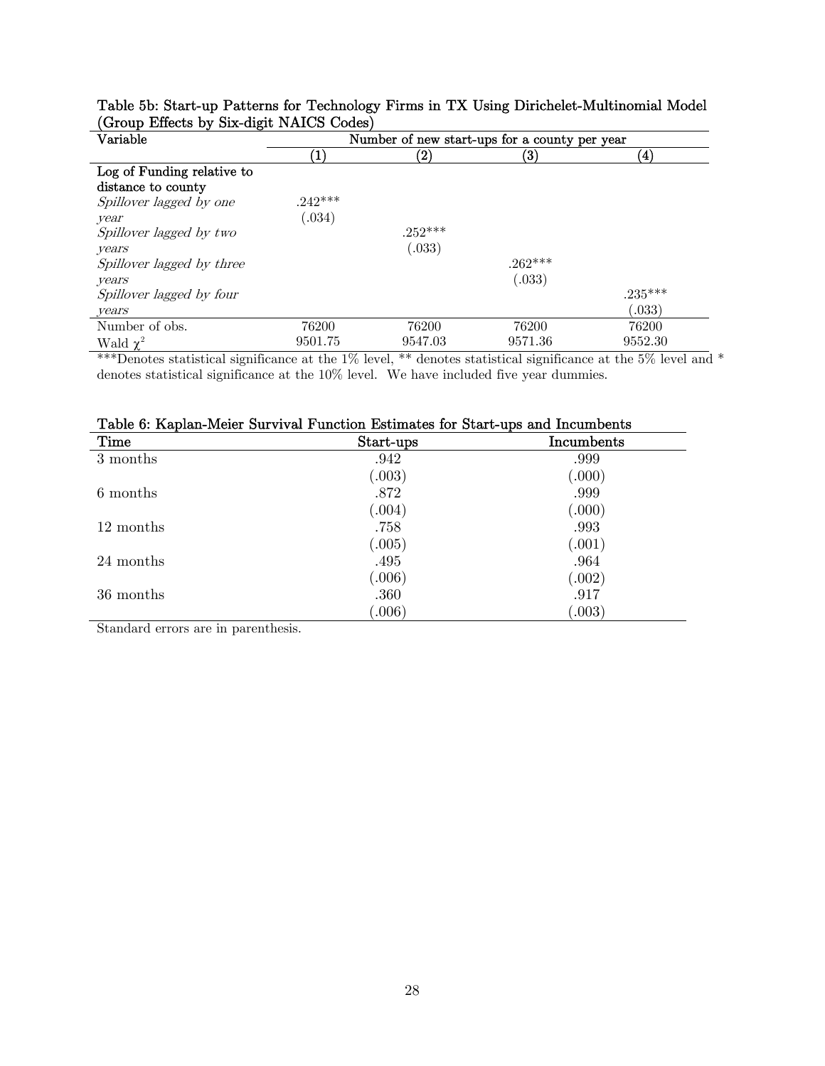Table 5b: Start-up Patterns for Technology Firms in TX Using Dirichelet-Multinomial Model (Group Effects by Six-digit NAICS Codes)

| Variable | Number of new start-ups for a county per year | | | |
|---|---|---|---|---|
| | (1) | (2) | (3) | (4) |
| **Log of Funding relative to distance to county** | | | | |
| *Spillover lagged by one year* | .242*** | | | |
| | (.034) | | | |
| *Spillover lagged by two years* | | .252*** | | |
| | | (.033) | | |
| *Spillover lagged by three years* | | | .262*** | |
| | | | (.033) | |
| *Spillover lagged by four years* | | | | .235*** |
| | | | | (.033) |
| Number of obs. | 76200 | 76200 | 76200 | 76200 |
| Wald $\chi^2$ | 9501.75 | 9547.03 | 9571.36 | 9552.30 |

***Denotes statistical significance at the 1% level, ** denotes statistical significance at the 5% level and * denotes statistical significance at the 10% level. We have included five year dummies.

Table 6: Kaplan-Meier Survival Function Estimates for Start-ups and Incumbents

| Time | Start-ups | Incumbents |
|---|---|---|
| 3 months | .942 | .999 |
| | (.003) | (.000) |
| 6 months | .872 | .999 |
| | (.004) | (.000) |
| 12 months | .758 | .993 |
| | (.005) | (.001) |
| 24 months | .495 | .964 |
| | (.006) | (.002) |
| 36 months | .360 | .917 |
| | (.006) | (.003) |

Standard errors are in parenthesis.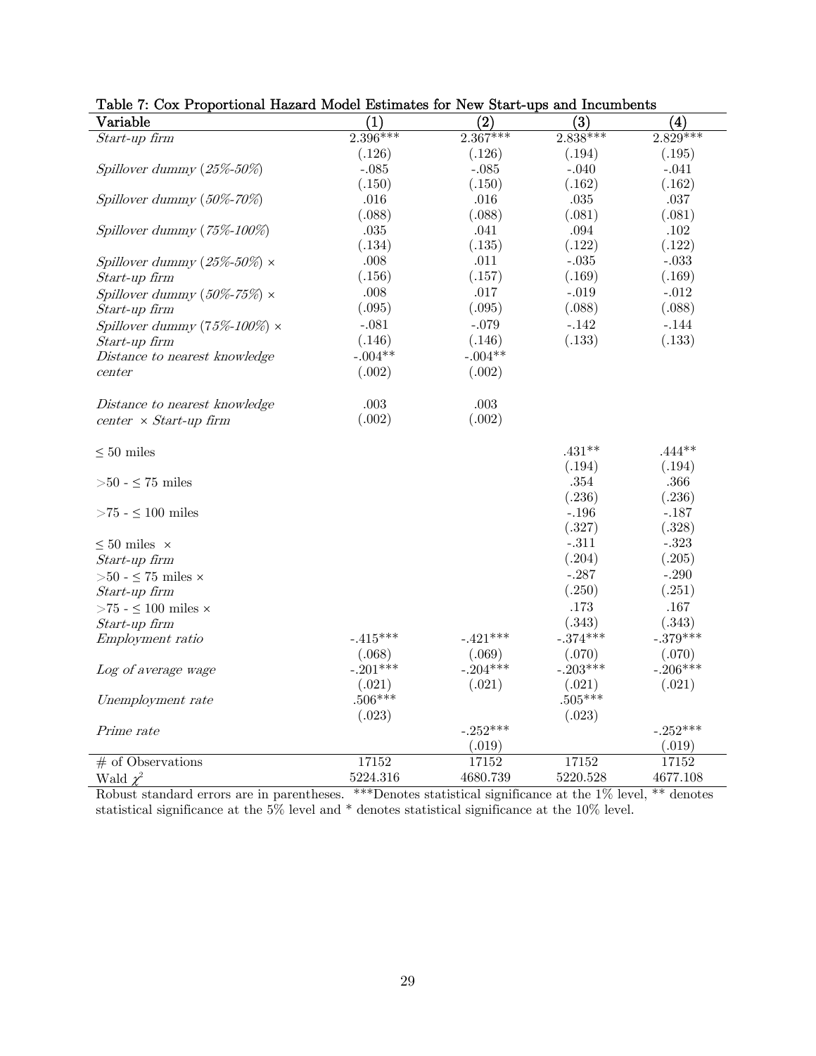Table 7: Cox Proportional Hazard Model Estimates for New Start-ups and Incumbents

| Variable | (1) | (2) | (3) | (4) |
|---|---|---|---|---|
| *Start-up firm* | 2.396*** | 2.367*** | 2.838*** | 2.829*** |
| | (.126) | (.126) | (.194) | (.195) |
| *Spillover dummy (25%-50%)* | -.085 | -.085 | -.040 | -.041 |
| | (.150) | (.150) | (.162) | (.162) |
| *Spillover dummy (50%-70%)* | .016 | .016 | .035 | .037 |
| | (.088) | (.088) | (.081) | (.081) |
| *Spillover dummy (75%-100%)* | .035 | .041 | .094 | .102 |
| | (.134) | (.135) | (.122) | (.122) |
| *Spillover dummy (25%-50%)* × *Start-up firm* | .008 | .011 | -.035 | -.033 |
| | (.156) | (.157) | (.169) | (.169) |
| *Spillover dummy (50%-75%)* × *Start-up firm* | .008 | .017 | -.019 | -.012 |
| | (.095) | (.095) | (.088) | (.088) |
| *Spillover dummy (75%-100%)* × *Start-up firm* | -.081 | -.079 | -.142 | -.144 |
| | (.146) | (.146) | (.133) | (.133) |
| *Distance to nearest knowledge center* | -.004** | -.004** | | |
| | (.002) | (.002) | | |
| *Distance to nearest knowledge center* × *Start-up firm* | .003 | .003 | | |
| | (.002) | (.002) | | |
| ≤ 50 miles | | | .431** | .444** |
| | | | (.194) | (.194) |
| >50 - ≤ 75 miles | | | .354 | .366 |
| | | | (.236) | (.236) |
| >75 - ≤ 100 miles | | | -.196 | -.187 |
| | | | (.327) | (.328) |
| ≤ 50 miles × *Start-up firm* | | | -.311 | -.323 |
| | | | (.204) | (.205) |
| >50 - ≤ 75 miles × *Start-up firm* | | | -.287 | -.290 |
| | | | (.250) | (.251) |
| >75 - ≤ 100 miles × *Start-up firm* | | | .173 | .167 |
| | | | (.343) | (.343) |
| *Employment ratio* | -.415*** | -.421*** | -.374*** | -.379*** |
| | (.068) | (.069) | (.070) | (.070) |
| *Log of average wage* | -.201*** | -.204*** | -.203*** | -.206*** |
| | (.021) | (.021) | (.021) | (.021) |
| *Unemployment rate* | .506*** | | .505*** | |
| | (.023) | | (.023) | |
| *Prime rate* | | -.252*** | | -.252*** |
| | | (.019) | | (.019) |
| # of Observations | 17152 | 17152 | 17152 | 17152 |
| Wald $\chi^2$ | 5224.316 | 4680.739 | 5220.528 | 4677.108 |

Robust standard errors are in parentheses. ***Denotes statistical significance at the 1% level, ** denotes statistical significance at the 5% level and * denotes statistical significance at the 10% level.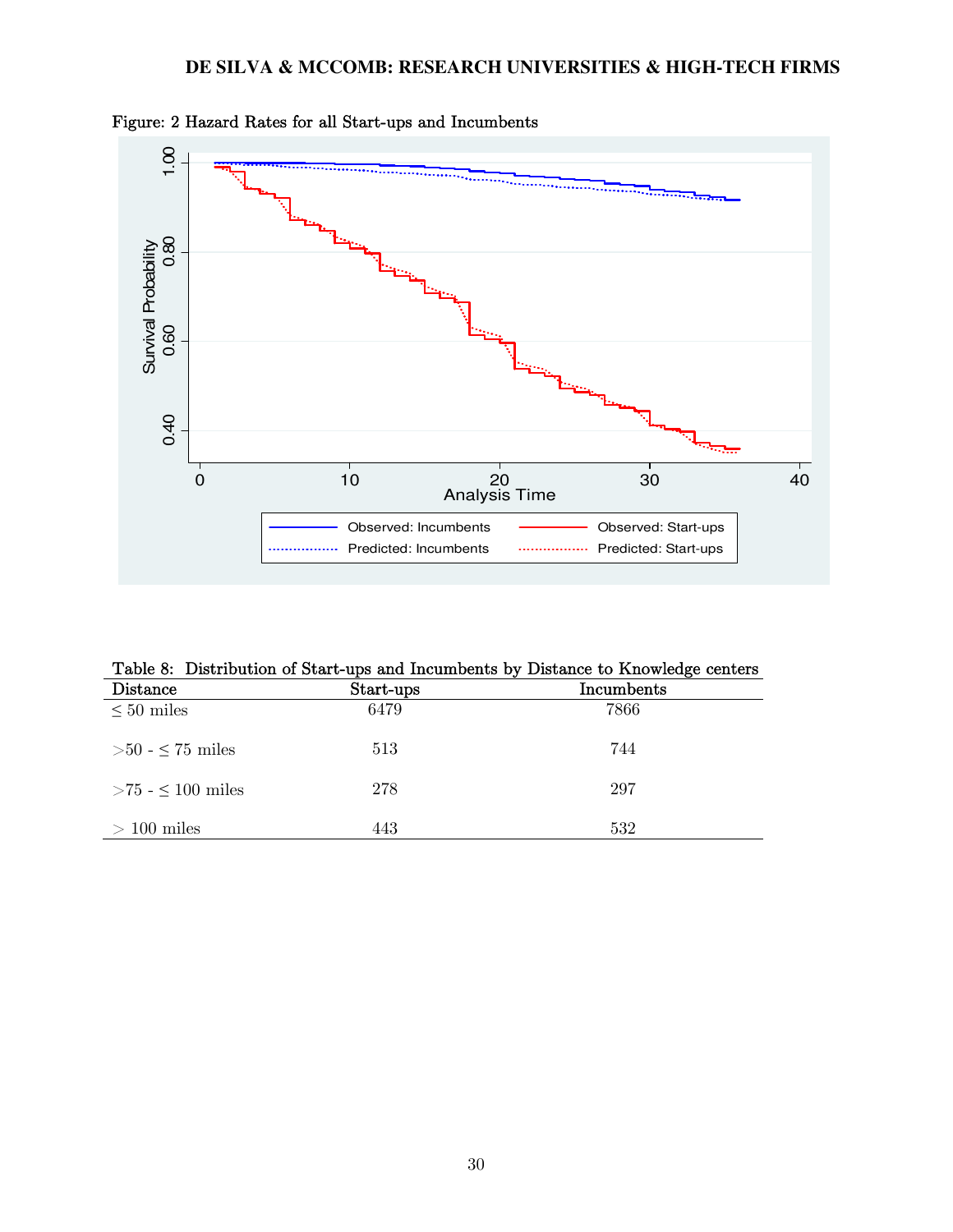Figure: 2 Hazard Rates for all Start-ups and Incumbents

Table 8: Distribution of Start-ups and Incumbents by Distance to Knowledge centers

| Distance | Start-ups | Incumbents |
|---|---|---|
| $\leq$ 50 miles | 6479 | 7866 |
| $>$50 - $\leq$ 75 miles | 513 | 744 |
| $>$75 - $\leq$ 100 miles | 278 | 297 |
| $>$ 100 miles | 443 | 532 |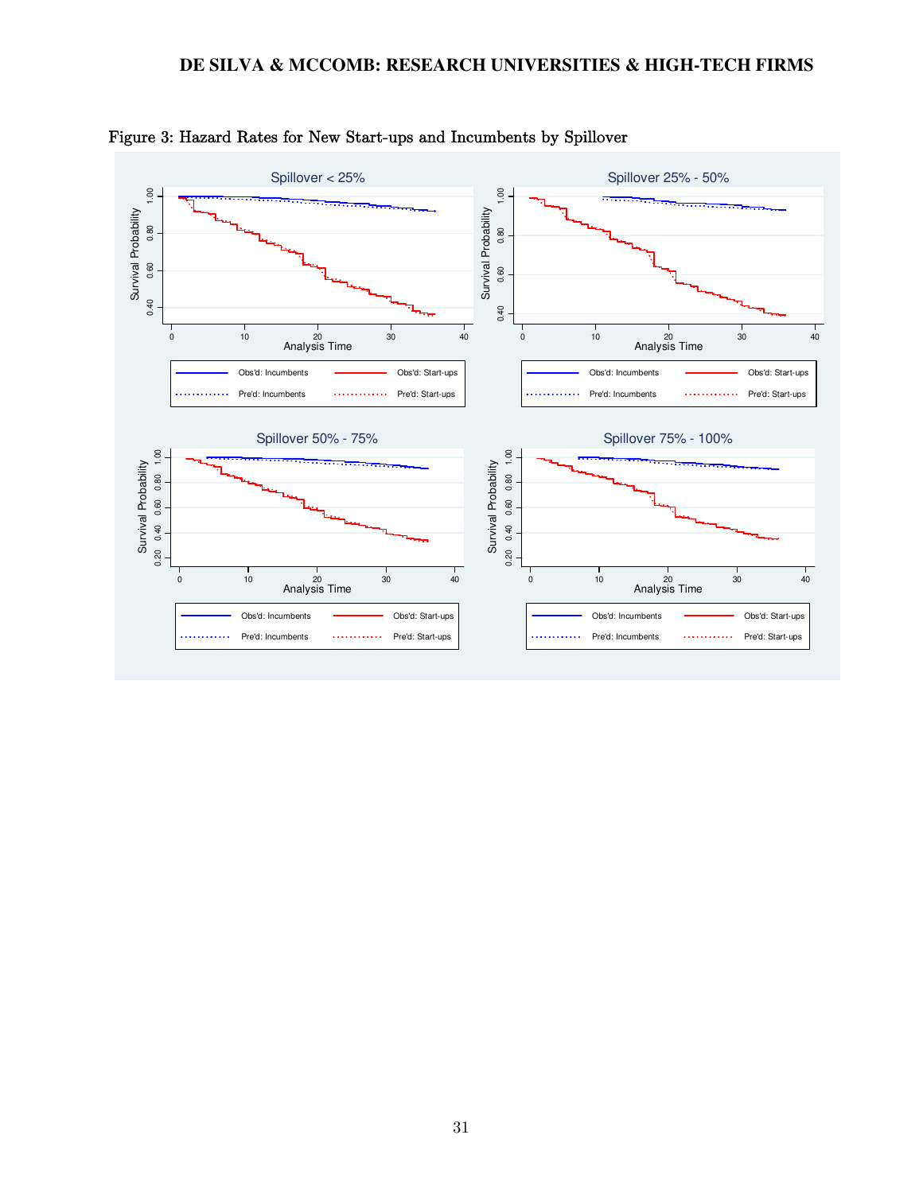Figure 3: Hazard Rates for New Start-ups and Incumbents by Spillover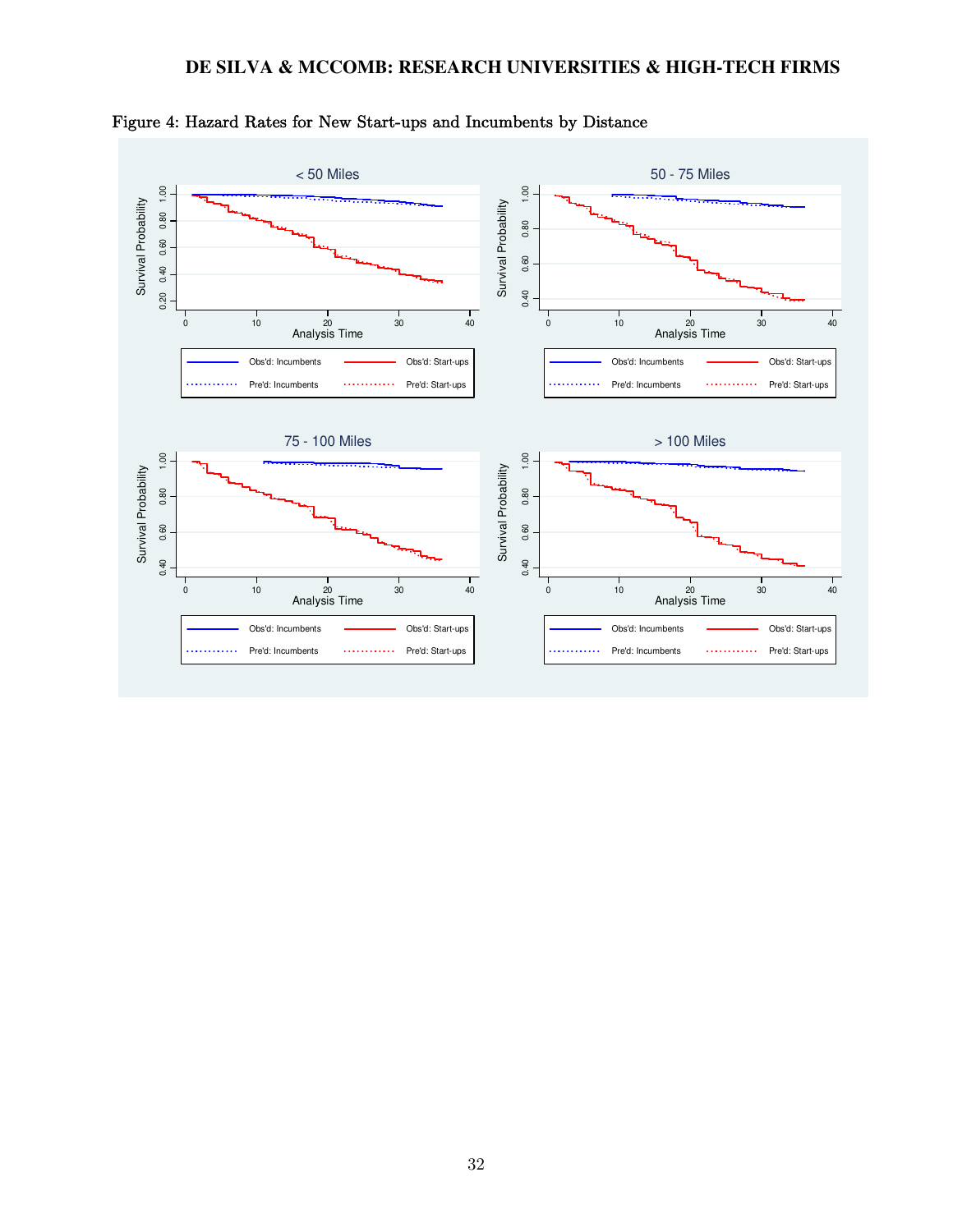Figure 4: Hazard Rates for New Start-ups and Incumbents by Distance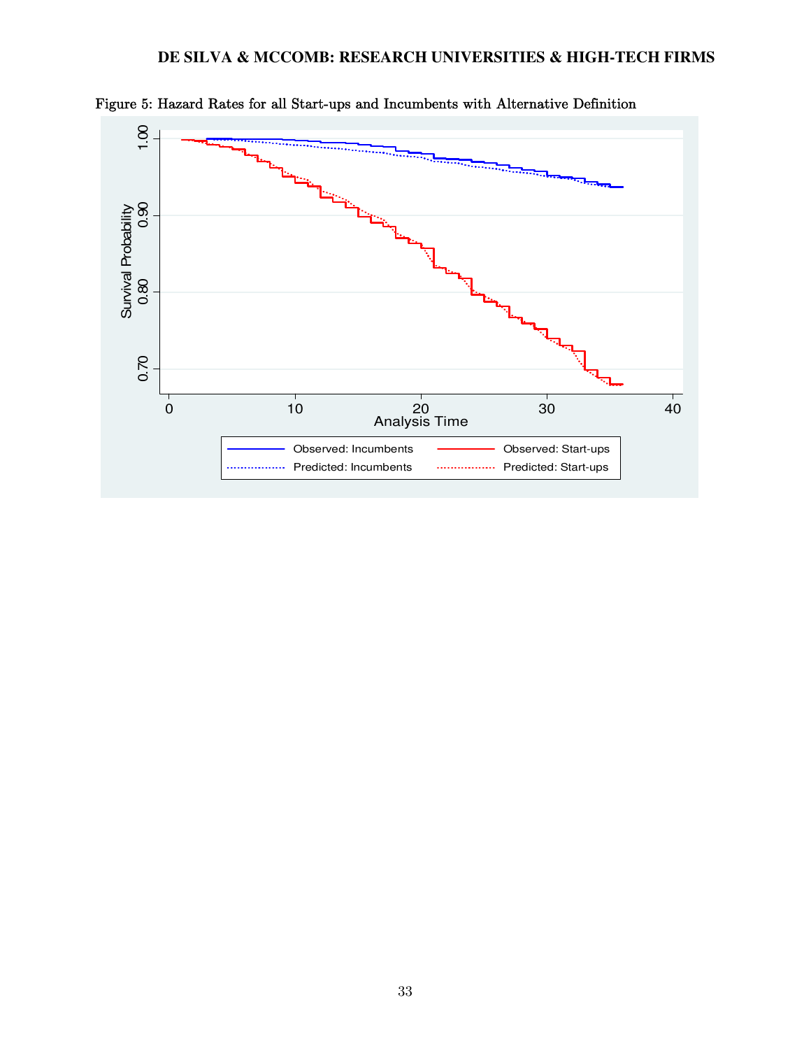Figure 5: Hazard Rates for all Start-ups and Incumbents with Alternative Definition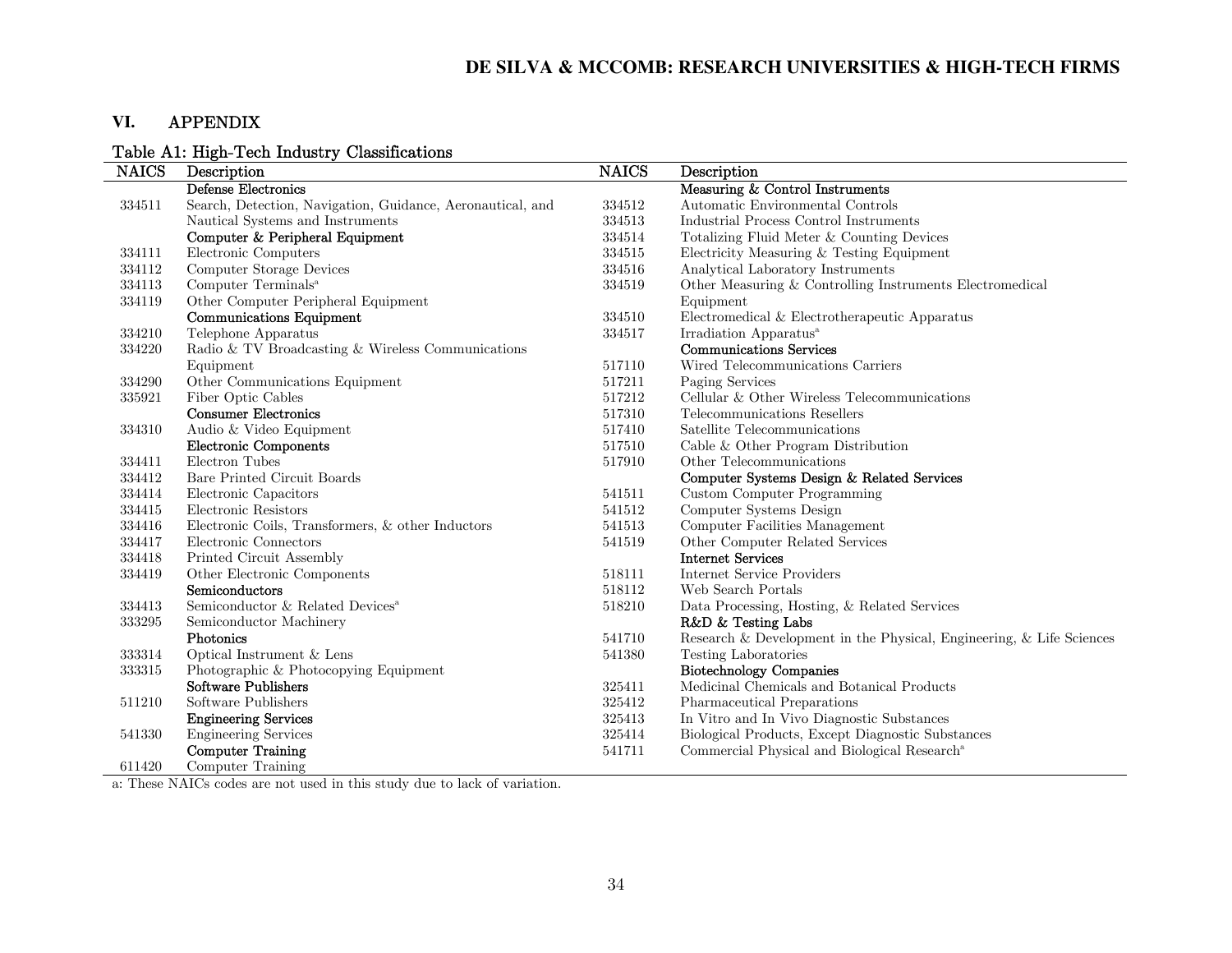## VI. APPENDIX

Table A1: High-Tech Industry Classifications

| NAICS | Description | NAICS | Description |
|---|---|---|---|
| | **Defense Electronics** | | **Measuring & Control Instruments** |
| 334511 | Search, Detection, Navigation, Guidance, Aeronautical, and Nautical Systems and Instruments | 334512 | Automatic Environmental Controls |
| | | 334513 | Industrial Process Control Instruments |
| | **Computer & Peripheral Equipment** | 334514 | Totalizing Fluid Meter & Counting Devices |
| 334111 | Electronic Computers | 334515 | Electricity Measuring & Testing Equipment |
| 334112 | Computer Storage Devices | 334516 | Analytical Laboratory Instruments |
| 334113 | Computer Terminals[a] | 334519 | Other Measuring & Controlling Instruments Electromedical Equipment |
| 334119 | Other Computer Peripheral Equipment | | |
| | **Communications Equipment** | 334510 | Electromedical & Electrotherapeutic Apparatus |
| 334210 | Telephone Apparatus | 334517 | Irradiation Apparatus[a] |
| 334220 | Radio & TV Broadcasting & Wireless Communications Equipment | | **Communications Services** |
| | | 517110 | Wired Telecommunications Carriers |
| 334290 | Other Communications Equipment | 517211 | Paging Services |
| 335921 | Fiber Optic Cables | 517212 | Cellular & Other Wireless Telecommunications |
| | **Consumer Electronics** | 517310 | Telecommunications Resellers |
| 334310 | Audio & Video Equipment | 517410 | Satellite Telecommunications |
| | **Electronic Components** | 517510 | Cable & Other Program Distribution |
| 334411 | Electron Tubes | 517910 | Other Telecommunications |
| 334412 | Bare Printed Circuit Boards | | **Computer Systems Design & Related Services** |
| 334414 | Electronic Capacitors | 541511 | Custom Computer Programming |
| 334415 | Electronic Resistors | 541512 | Computer Systems Design |
| 334416 | Electronic Coils, Transformers, & other Inductors | 541513 | Computer Facilities Management |
| 334417 | Electronic Connectors | 541519 | Other Computer Related Services |
| 334418 | Printed Circuit Assembly | | **Internet Services** |
| 334419 | Other Electronic Components | 518111 | Internet Service Providers |
| | **Semiconductors** | 518112 | Web Search Portals |
| 334413 | Semiconductor & Related Devices[a] | 518210 | Data Processing, Hosting, & Related Services |
| 333295 | Semiconductor Machinery | | **R&D & Testing Labs** |
| | **Photonics** | 541710 | Research & Development in the Physical, Engineering, & Life Sciences |
| 333314 | Optical Instrument & Lens | 541380 | Testing Laboratories |
| 333315 | Photographic & Photocopying Equipment | | **Biotechnology Companies** |
| | **Software Publishers** | 325411 | Medicinal Chemicals and Botanical Products |
| 511210 | Software Publishers | 325412 | Pharmaceutical Preparations |
| | **Engineering Services** | 325413 | In Vitro and In Vivo Diagnostic Substances |
| 541330 | Engineering Services | 325414 | Biological Products, Except Diagnostic Substances |
| | **Computer Training** | 541711 | Commercial Physical and Biological Research[a] |
| 611420 | Computer Training | | |

a: These NAICs codes are not used in this study due to lack of variation.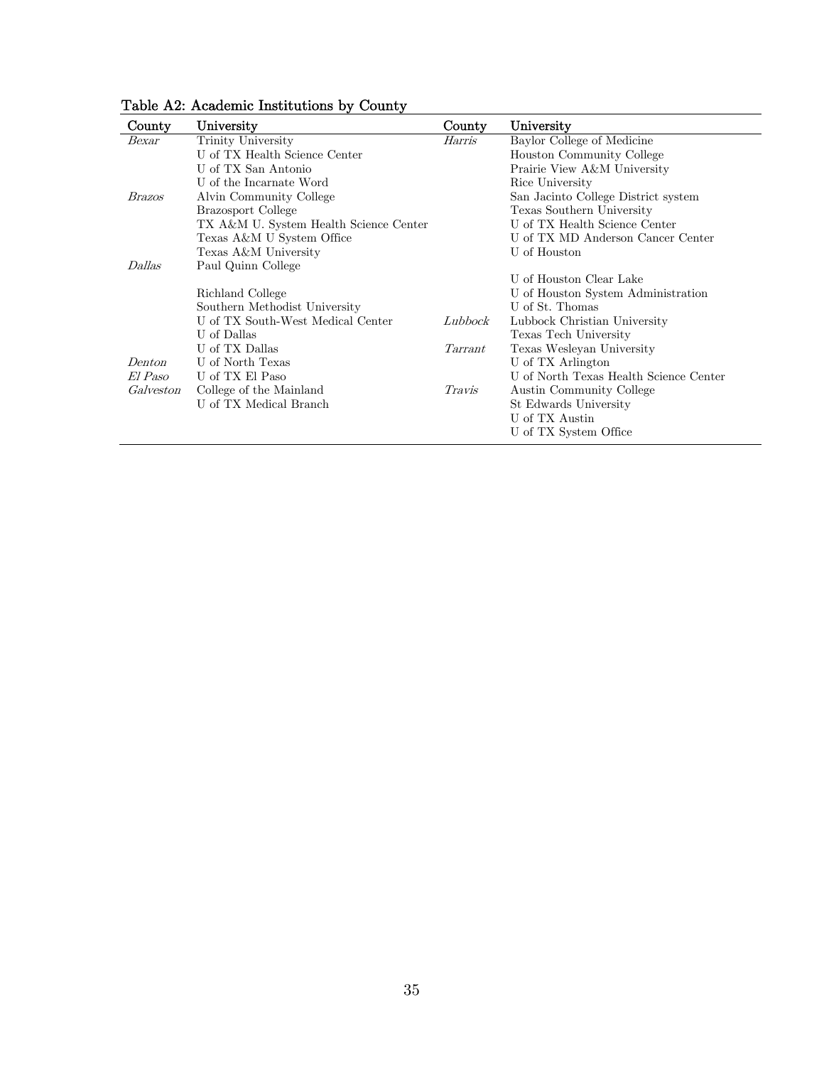Table A2: Academic Institutions by County

| County | University | County | University |
|---|---|---|---|
| *Bexar* | Trinity University | *Harris* | Baylor College of Medicine |
| | U of TX Health Science Center | | Houston Community College |
| | U of TX San Antonio | | Prairie View A&M University |
| | U of the Incarnate Word | | Rice University |
| *Brazos* | Alvin Community College | | San Jacinto College District system |
| | Brazosport College | | Texas Southern University |
| | TX A&M U. System Health Science Center | | U of TX Health Science Center |
| | Texas A&M U System Office | | U of TX MD Anderson Cancer Center |
| | Texas A&M University | | U of Houston |
| *Dallas* | Paul Quinn College | | |
| | | | U of Houston Clear Lake |
| | Richland College | | U of Houston System Administration |
| | Southern Methodist University | | U of St. Thomas |
| | U of TX South-West Medical Center | *Lubbock* | Lubbock Christian University |
| | U of Dallas | | Texas Tech University |
| | U of TX Dallas | *Tarrant* | Texas Wesleyan University |
| *Denton* | U of North Texas | | U of TX Arlington |
| *El Paso* | U of TX El Paso | | U of North Texas Health Science Center |
| *Galveston* | College of the Mainland | *Travis* | Austin Community College |
| | U of TX Medical Branch | | St Edwards University |
| | | | U of TX Austin |
| | | | U of TX System Office |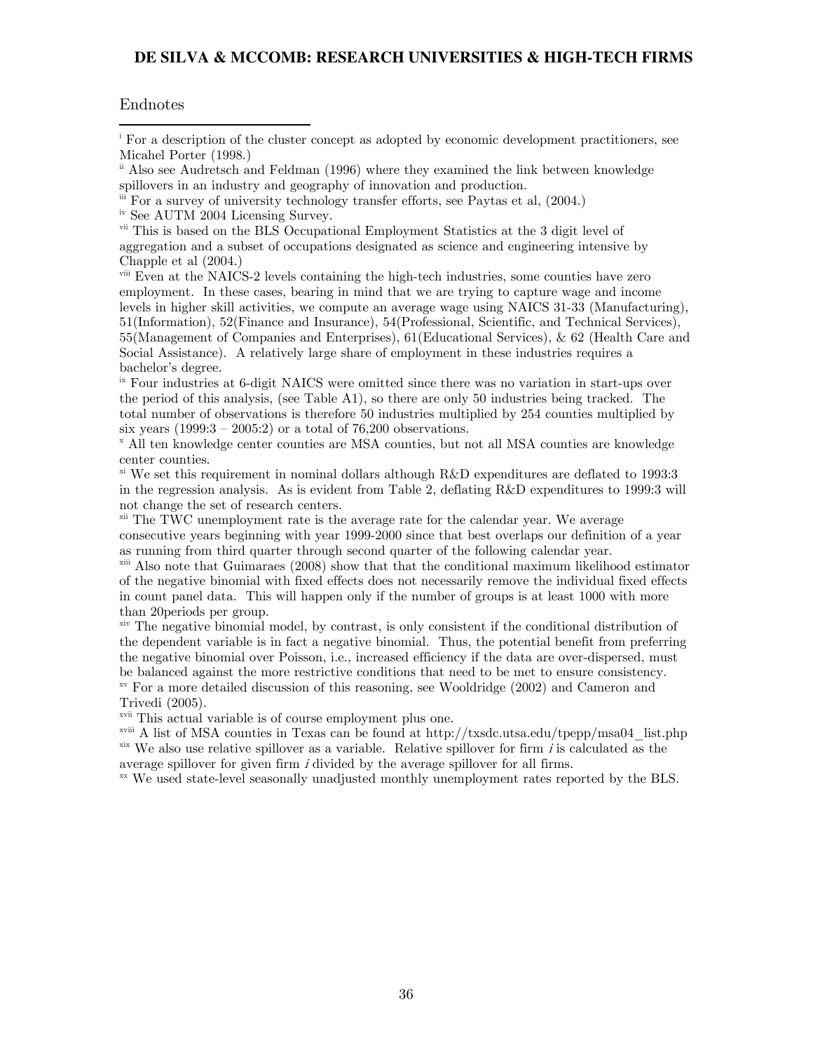## Endnotes

---

[i] For a description of the cluster concept as adopted by economic development practitioners, see Micahel Porter (1998.)

[ii] Also see Audretsch and Feldman (1996) where they examined the link between knowledge spillovers in an industry and geography of innovation and production.

[iii] For a survey of university technology transfer efforts, see Paytas et al, (2004.)

[iv] See AUTM 2004 Licensing Survey.

[vii] This is based on the BLS Occupational Employment Statistics at the 3 digit level of aggregation and a subset of occupations designated as science and engineering intensive by Chapple et al (2004.)

[viii] Even at the NAICS-2 levels containing the high-tech industries, some counties have zero employment. In these cases, bearing in mind that we are trying to capture wage and income levels in higher skill activities, we compute an average wage using NAICS 31-33 (Manufacturing), 51(Information), 52(Finance and Insurance), 54(Professional, Scientific, and Technical Services), 55(Management of Companies and Enterprises), 61(Educational Services), & 62 (Health Care and Social Assistance). A relatively large share of employment in these industries requires a bachelor's degree.

[ix] Four industries at 6-digit NAICS were omitted since there was no variation in start-ups over the period of this analysis, (see Table A1), so there are only 50 industries being tracked. The total number of observations is therefore 50 industries multiplied by 254 counties multiplied by six years (1999:3 – 2005:2) or a total of 76,200 observations.

[x] All ten knowledge center counties are MSA counties, but not all MSA counties are knowledge center counties.

[xi] We set this requirement in nominal dollars although R&D expenditures are deflated to 1993:3 in the regression analysis. As is evident from Table 2, deflating R&D expenditures to 1999:3 will not change the set of research centers.

[xii] The TWC unemployment rate is the average rate for the calendar year. We average consecutive years beginning with year 1999-2000 since that best overlaps our definition of a year as running from third quarter through second quarter of the following calendar year.

[xiii] Also note that Guimaraes (2008) show that that the conditional maximum likelihood estimator of the negative binomial with fixed effects does not necessarily remove the individual fixed effects in count panel data. This will happen only if the number of groups is at least 1000 with more than 20periods per group.

[xiv] The negative binomial model, by contrast, is only consistent if the conditional distribution of the dependent variable is in fact a negative binomial. Thus, the potential benefit from preferring the negative binomial over Poisson, i.e., increased efficiency if the data are over-dispersed, must be balanced against the more restrictive conditions that need to be met to ensure consistency.

[xv] For a more detailed discussion of this reasoning, see Wooldridge (2002) and Cameron and Trivedi (2005).

[xvii] This actual variable is of course employment plus one.

[xviii] A list of MSA counties in Texas can be found at http://txsdc.utsa.edu/tpepp/msa04_list.php

[xix] We also use relative spillover as a variable. Relative spillover for firm *i* is calculated as the average spillover for given firm *i* divided by the average spillover for all firms.

[xx] We used state-level seasonally unadjusted monthly unemployment rates reported by the BLS.